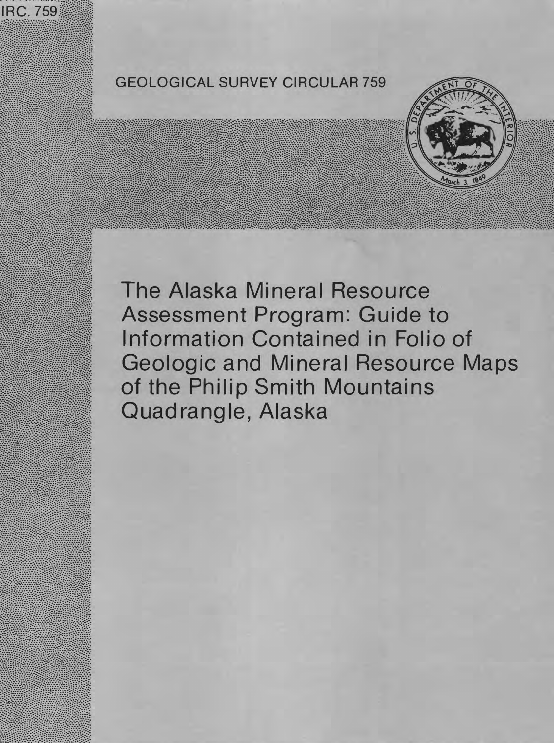IRC. 759

GEOLOGICAL SURVEY CIRCULAR 759

# The Alaska Mineral Resource Assessment Program: Guide to Information Contained in Folio of Geologic and Mineral Resource Maps of the Philip Smith Mountains Quadrangle, Alaska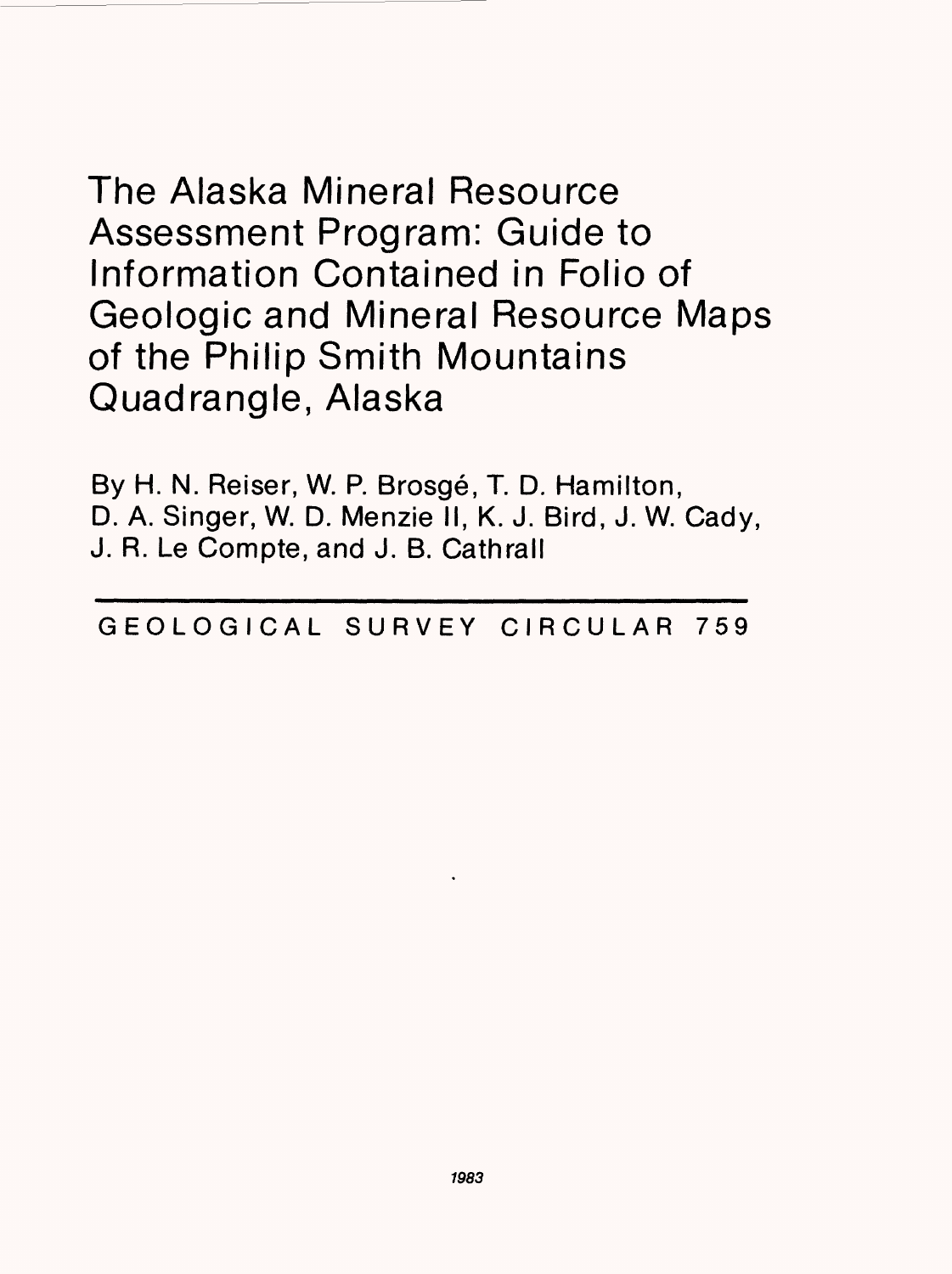# The Alaska Mineral Resource Assessment Program: Guide to Information Contained in Folio of Geologic and Mineral Resource Maps of the Philip Smith Mountains Quadrangle, Alaska

By H. N. Reiser, W. P. Brosgé, T. D. Hamilton, D. A. Singer, W. D. Menzie II, K. J. Bird, J. W. Cady, J. R. Le Compte, and J. B. Cathrall

GEOLOGICAL SURVEY CIRCULAR 759

1983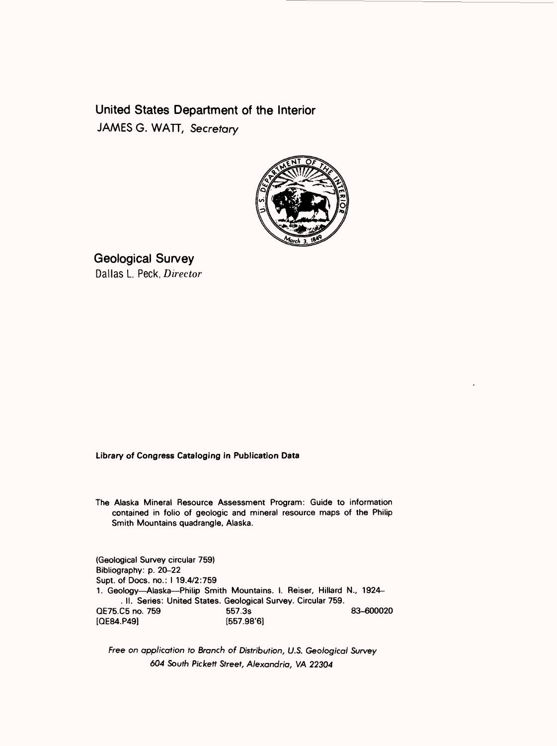# United States Department of the Interior

JAMES G. WATT, *Secretary*

## Geological Survey

Dallas L. Peck, *Director*

**Library of Congress Cataloging in Publication Data**

The Alaska Mineral Resource Assessment Program: Guide to information contained in folio of geologic and mineral resource maps of the Philip Smith Mountains quadrangle, Alaska.

(Geological Survey circular 759)
Bibliography: p. 20–22
Supt. of Docs. no.: I 19.4/2:759
1. Geology—Alaska—Philip Smith Mountains. I. Reiser, Hillard N., 1924– . II. Series: United States. Geological Survey. Circular 759.

| QE75.C5 no. 759 | 557.3s | 83–600020 |
|---|---|---|
| [QE84.P49] | [557.98'6] | |

*Free on application to Branch of Distribution, U.S. Geological Survey*
*604 South Pickett Street, Alexandria, VA 22304*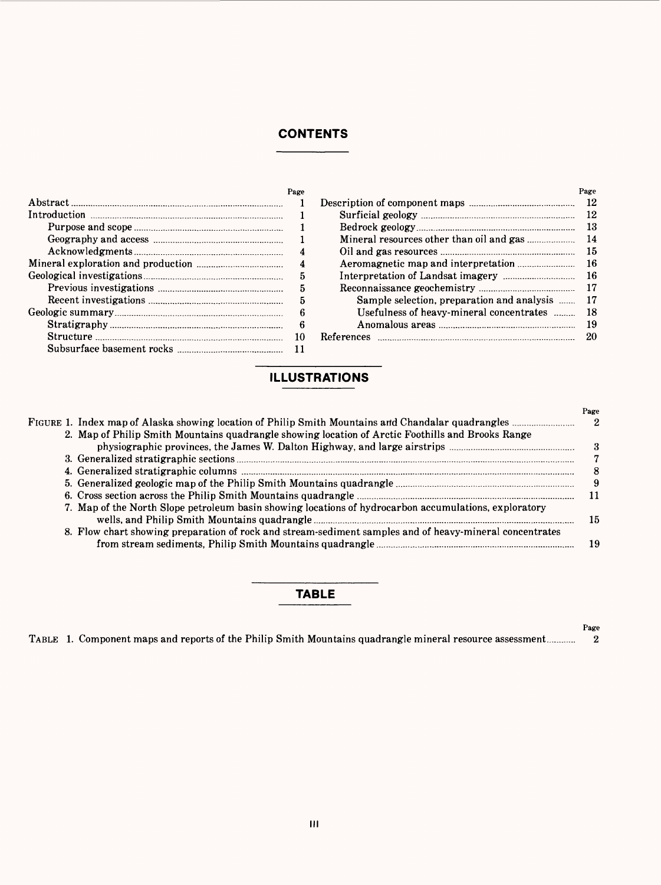# CONTENTS

| | Page |
|---|---|
| Abstract | 1 |
| Introduction | 1 |
| Purpose and scope | 1 |
| Geography and access | 1 |
| Acknowledgments | 4 |
| Mineral exploration and production | 4 |
| Geological investigations | 5 |
| Previous investigations | 5 |
| Recent investigations | 5 |
| Geologic summary | 6 |
| Stratigraphy | 6 |
| Structure | 10 |
| Subsurface basement rocks | 11 |
| Description of component maps | 12 |
| Surficial geology | 12 |
| Bedrock geology | 13 |
| Mineral resources other than oil and gas | 14 |
| Oil and gas resources | 15 |
| Aeromagnetic map and interpretation | 16 |
| Interpretation of Landsat imagery | 16 |
| Reconnaissance geochemistry | 17 |
| Sample selection, preparation and analysis | 17 |
| Usefulness of heavy-mineral concentrates | 18 |
| Anomalous areas | 19 |
| References | 20 |

# ILLUSTRATIONS

| | Page |
|---|---|
| FIGURE 1. Index map of Alaska showing location of Philip Smith Mountains and Chandalar quadrangles | 2 |
| 2. Map of Philip Smith Mountains quadrangle showing location of Arctic Foothills and Brooks Range physiographic provinces, the James W. Dalton Highway, and large airstrips | 3 |
| 3. Generalized stratigraphic sections | 7 |
| 4. Generalized stratigraphic columns | 8 |
| 5. Generalized geologic map of the Philip Smith Mountains quadrangle | 9 |
| 6. Cross section across the Philip Smith Mountains quadrangle | 11 |
| 7. Map of the North Slope petroleum basin showing locations of hydrocarbon accumulations, exploratory wells, and Philip Smith Mountains quadrangle | 15 |
| 8. Flow chart showing preparation of rock and stream-sediment samples and of heavy-mineral concentrates from stream sediments, Philip Smith Mountains quadrangle | 19 |

# TABLE

| | Page |
|---|---|
| TABLE 1. Component maps and reports of the Philip Smith Mountains quadrangle mineral resource assessment | 2 |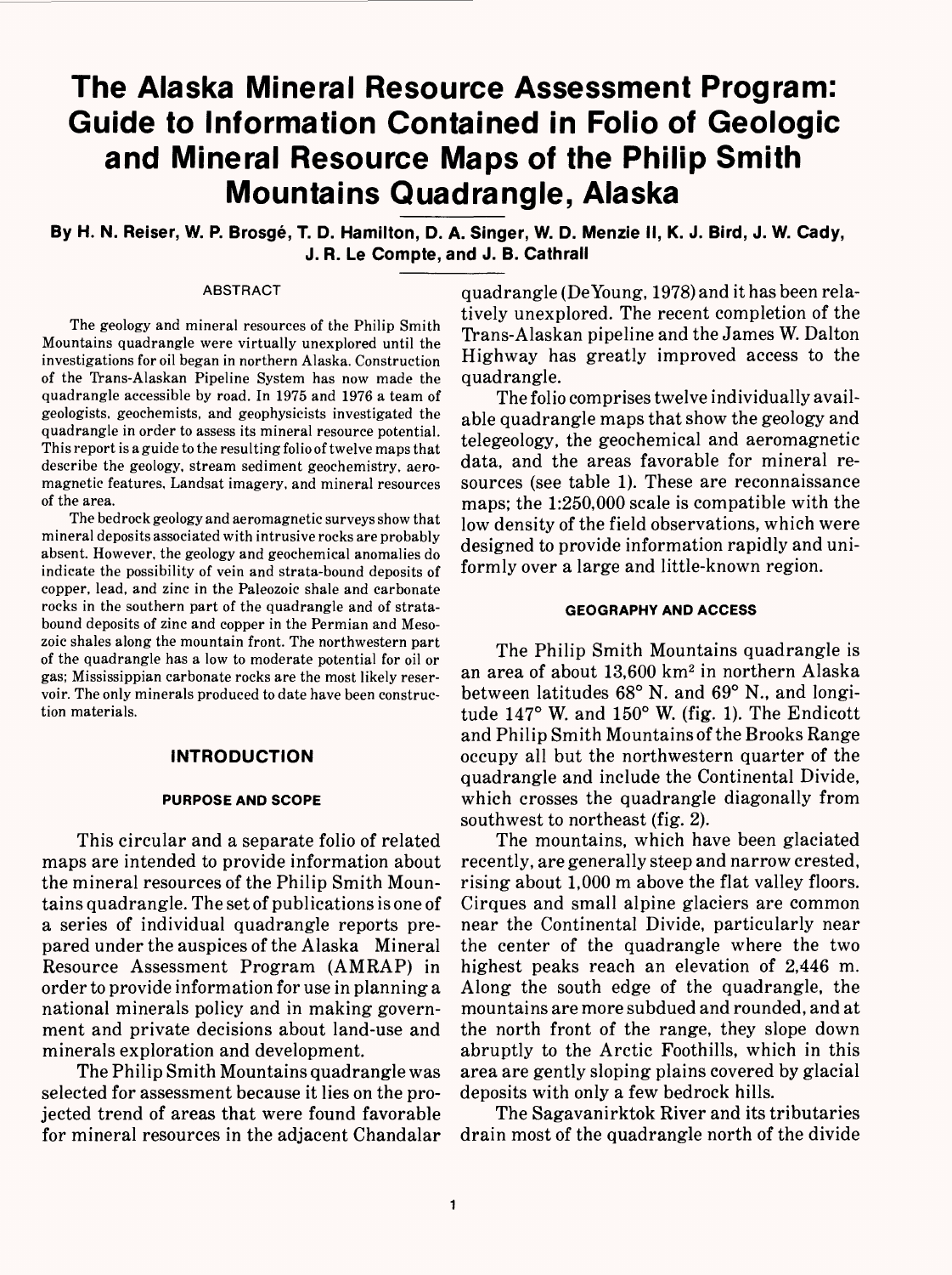# The Alaska Mineral Resource Assessment Program: Guide to Information Contained in Folio of Geologic and Mineral Resource Maps of the Philip Smith Mountains Quadrangle, Alaska

**By H. N. Reiser, W. P. Brosgé, T. D. Hamilton, D. A. Singer, W. D. Menzie II, K. J. Bird, J. W. Cady, J. R. Le Compte, and J. B. Cathrall**

## ABSTRACT

The geology and mineral resources of the Philip Smith Mountains quadrangle were virtually unexplored until the investigations for oil began in northern Alaska. Construction of the Trans-Alaskan Pipeline System has now made the quadrangle accessible by road. In 1975 and 1976 a team of geologists, geochemists, and geophysicists investigated the quadrangle in order to assess its mineral resource potential. This report is a guide to the resulting folio of twelve maps that describe the geology, stream sediment geochemistry, aeromagnetic features, Landsat imagery, and mineral resources of the area.

The bedrock geology and aeromagnetic surveys show that mineral deposits associated with intrusive rocks are probably absent. However, the geology and geochemical anomalies do indicate the possibility of vein and strata-bound deposits of copper, lead, and zinc in the Paleozoic shale and carbonate rocks in the southern part of the quadrangle and of strata-bound deposits of zinc and copper in the Permian and Mesozoic shales along the mountain front. The northwestern part of the quadrangle has a low to moderate potential for oil or gas; Mississippian carbonate rocks are the most likely reservoir. The only minerals produced to date have been construction materials.

## INTRODUCTION

### PURPOSE AND SCOPE

This circular and a separate folio of related maps are intended to provide information about the mineral resources of the Philip Smith Mountains quadrangle. The set of publications is one of a series of individual quadrangle reports prepared under the auspices of the Alaska Mineral Resource Assessment Program (AMRAP) in order to provide information for use in planning a national minerals policy and in making government and private decisions about land-use and minerals exploration and development.

The Philip Smith Mountains quadrangle was selected for assessment because it lies on the projected trend of areas that were found favorable for mineral resources in the adjacent Chandalar quadrangle (DeYoung, 1978) and it has been relatively unexplored. The recent completion of the Trans-Alaskan pipeline and the James W. Dalton Highway has greatly improved access to the quadrangle.

The folio comprises twelve individually available quadrangle maps that show the geology and telegeology, the geochemical and aeromagnetic data, and the areas favorable for mineral resources (see table 1). These are reconnaissance maps; the 1:250,000 scale is compatible with the low density of the field observations, which were designed to provide information rapidly and uniformly over a large and little-known region.

### GEOGRAPHY AND ACCESS

The Philip Smith Mountains quadrangle is an area of about 13,600 km$^2$ in northern Alaska between latitudes 68° N. and 69° N., and longitude 147° W. and 150° W. (fig. 1). The Endicott and Philip Smith Mountains of the Brooks Range occupy all but the northwestern quarter of the quadrangle and include the Continental Divide, which crosses the quadrangle diagonally from southwest to northeast (fig. 2).

The mountains, which have been glaciated recently, are generally steep and narrow crested, rising about 1,000 m above the flat valley floors. Cirques and small alpine glaciers are common near the Continental Divide, particularly near the center of the quadrangle where the two highest peaks reach an elevation of 2,446 m. Along the south edge of the quadrangle, the mountains are more subdued and rounded, and at the north front of the range, they slope down abruptly to the Arctic Foothills, which in this area are gently sloping plains covered by glacial deposits with only a few bedrock hills.

The Sagavanirktok River and its tributaries drain most of the quadrangle north of the divide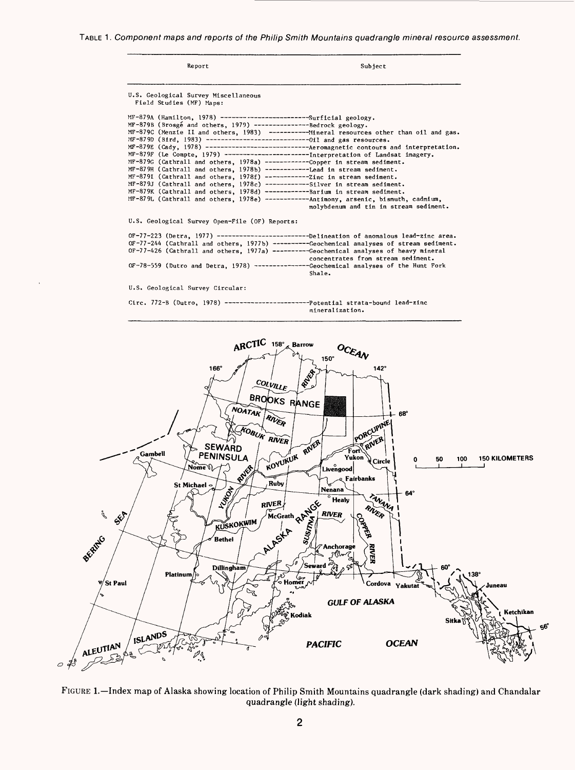TABLE 1. *Component maps and reports of the Philip Smith Mountains quadrangle mineral resource assessment.*

| Report | Subject |
|---|---|
| **U.S. Geological Survey Miscellaneous Field Studies (MF) Maps:** | |
| MF-879A (Hamilton, 1978) | Surficial geology. |
| MF-879B (Brosgé and others, 1979) | Bedrock geology. |
| MF-879C (Menzie II and others, 1983) | Mineral resources other than oil and gas. |
| MF-879D (Bird, 1983) | Oil and gas resources. |
| MF-879E (Cady, 1978) | Aeromagnetic contours and interpretation. |
| MF-879F (Le Compte, 1979) | Interpretation of Landsat imagery. |
| MF-879G (Cathrall and others, 1978a) | Copper in stream sediment. |
| MF-879H (Cathrall and others, 1978b) | Lead in stream sediment. |
| MF-879I (Cathrall and others, 1978f) | Zinc in stream sediment. |
| MF-879J (Cathrall and others, 1978c) | Silver in stream sediment. |
| MF-879K (Cathrall and others, 1978d) | Barium in stream sediment. |
| MF-879L (Cathrall and others, 1978e) | Antimony, arsenic, bismuth, cadmium, molybdenum and tin in stream sediment. |
| **U.S. Geological Survey Open-File (OF) Reports:** | |
| OF-77-223 (Detra, 1977) | Delineation of anomalous lead-zinc area. |
| OF-77-244 (Cathrall and others, 1977b) | Geochemical analyses of stream sediment. |
| OF-77-426 (Cathrall and others, 1977a) | Geochemical analyses of heavy mineral concentrates from stream sediment. |
| OF-78-559 (Dutro and Detra, 1978) | Geochemical analyses of the Hunt Fork Shale. |
| **U.S. Geological Survey Circular:** | |
| Circ. 772-B (Dutro, 1978) | Potential strata-bound lead-zinc mineralization. |

FIGURE 1.—Index map of Alaska showing location of Philip Smith Mountains quadrangle (dark shading) and Chandalar quadrangle (light shading).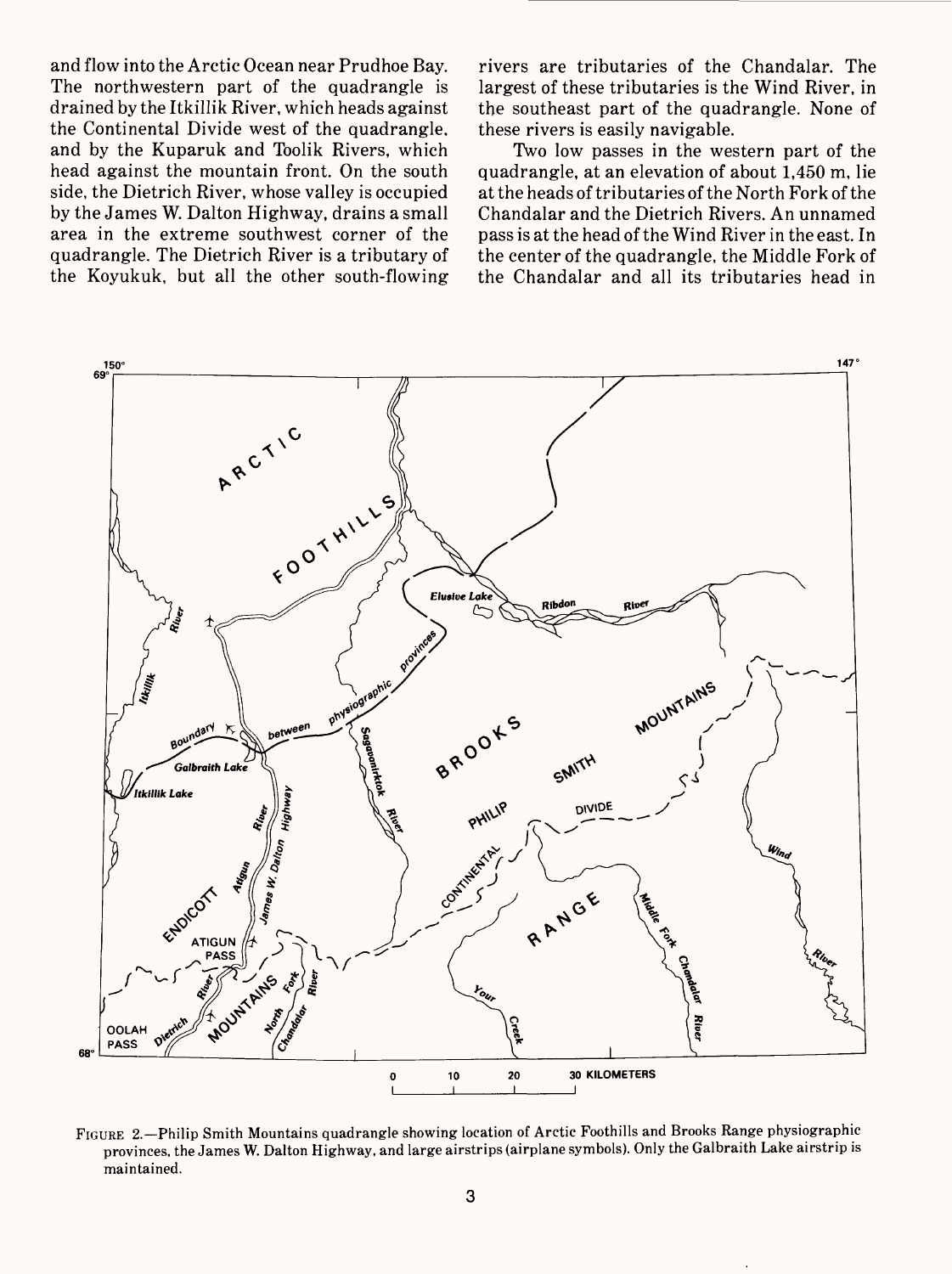and flow into the Arctic Ocean near Prudhoe Bay. The northwestern part of the quadrangle is drained by the Itkillik River, which heads against the Continental Divide west of the quadrangle, and by the Kuparuk and Toolik Rivers, which head against the mountain front. On the south side, the Dietrich River, whose valley is occupied by the James W. Dalton Highway, drains a small area in the extreme southwest corner of the quadrangle. The Dietrich River is a tributary of the Koyukuk, but all the other south-flowing rivers are tributaries of the Chandalar. The largest of these tributaries is the Wind River, in the southeast part of the quadrangle. None of these rivers is easily navigable.

Two low passes in the western part of the quadrangle, at an elevation of about 1,450 m, lie at the heads of tributaries of the North Fork of the Chandalar and the Dietrich Rivers. An unnamed pass is at the head of the Wind River in the east. In the center of the quadrangle, the Middle Fork of the Chandalar and all its tributaries head in

FIGURE 2.—Philip Smith Mountains quadrangle showing location of Arctic Foothills and Brooks Range physiographic provinces, the James W. Dalton Highway, and large airstrips (airplane symbols). Only the Galbraith Lake airstrip is maintained.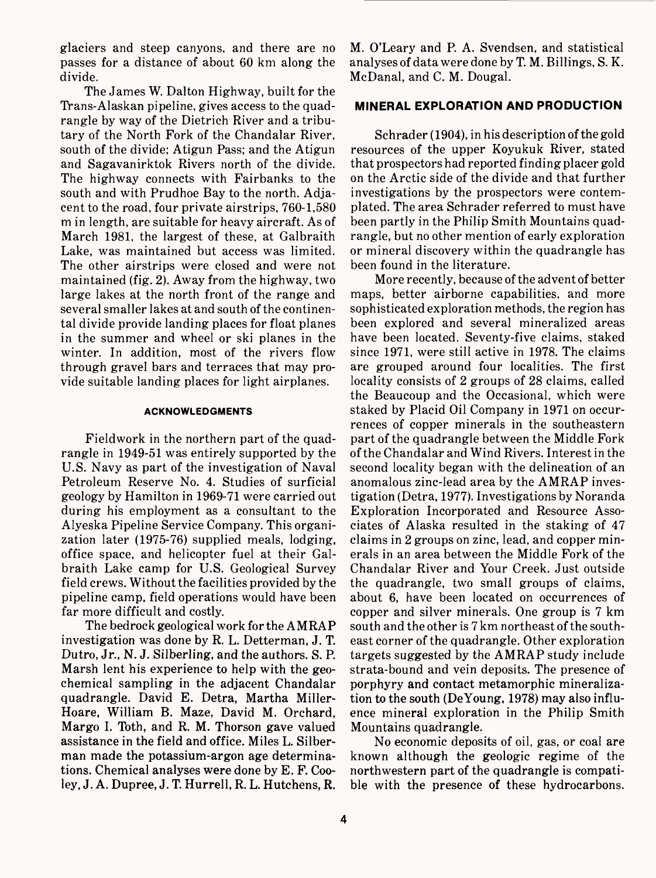glaciers and steep canyons, and there are no passes for a distance of about 60 km along the divide.

The James W. Dalton Highway, built for the Trans-Alaskan pipeline, gives access to the quadrangle by way of the Dietrich River and a tributary of the North Fork of the Chandalar River, south of the divide; Atigun Pass; and the Atigun and Sagavanirktok Rivers north of the divide. The highway connects with Fairbanks to the south and with Prudhoe Bay to the north. Adjacent to the road, four private airstrips, 760-1,580 m in length, are suitable for heavy aircraft. As of March 1981, the largest of these, at Galbraith Lake, was maintained but access was limited. The other airstrips were closed and were not maintained (fig. 2). Away from the highway, two large lakes at the north front of the range and several smaller lakes at and south of the continental divide provide landing places for float planes in the summer and wheel or ski planes in the winter. In addition, most of the rivers flow through gravel bars and terraces that may provide suitable landing places for light airplanes.

#### ACKNOWLEDGMENTS

Fieldwork in the northern part of the quadrangle in 1949-51 was entirely supported by the U.S. Navy as part of the investigation of Naval Petroleum Reserve No. 4. Studies of surficial geology by Hamilton in 1969-71 were carried out during his employment as a consultant to the Alyeska Pipeline Service Company. This organization later (1975-76) supplied meals, lodging, office space, and helicopter fuel at their Galbraith Lake camp for U.S. Geological Survey field crews. Without the facilities provided by the pipeline camp, field operations would have been far more difficult and costly.

The bedrock geological work for the AMRAP investigation was done by R. L. Detterman, J. T. Dutro, Jr., N. J. Silberling, and the authors. S. P. Marsh lent his experience to help with the geochemical sampling in the adjacent Chandalar quadrangle. David E. Detra, Martha Miller-Hoare, William B. Maze, David M. Orchard, Margo I. Toth, and R. M. Thorson gave valued assistance in the field and office. Miles L. Silberman made the potassium-argon age determinations. Chemical analyses were done by E. F. Cooley, J. A. Dupree, J. T. Hurrell, R. L. Hutchens, R. M. O'Leary and P. A. Svendsen, and statistical analyses of data were done by T. M. Billings, S. K. McDanal, and C. M. Dougal.

### MINERAL EXPLORATION AND PRODUCTION

Schrader (1904), in his description of the gold resources of the upper Koyukuk River, stated that prospectors had reported finding placer gold on the Arctic side of the divide and that further investigations by the prospectors were contemplated. The area Schrader referred to must have been partly in the Philip Smith Mountains quadrangle, but no other mention of early exploration or mineral discovery within the quadrangle has been found in the literature.

More recently, because of the advent of better maps, better airborne capabilities, and more sophisticated exploration methods, the region has been explored and several mineralized areas have been located. Seventy-five claims, staked since 1971, were still active in 1978. The claims are grouped around four localities. The first locality consists of 2 groups of 28 claims, called the Beaucoup and the Occasional, which were staked by Placid Oil Company in 1971 on occurrences of copper minerals in the southeastern part of the quadrangle between the Middle Fork of the Chandalar and Wind Rivers. Interest in the second locality began with the delineation of an anomalous zinc-lead area by the AMRAP investigation (Detra, 1977). Investigations by Noranda Exploration Incorporated and Resource Associates of Alaska resulted in the staking of 47 claims in 2 groups on zinc, lead, and copper minerals in an area between the Middle Fork of the Chandalar River and Your Creek. Just outside the quadrangle, two small groups of claims, about 6, have been located on occurrences of copper and silver minerals. One group is 7 km south and the other is 7 km northeast of the southeast corner of the quadrangle. Other exploration targets suggested by the AMRAP study include strata-bound and vein deposits. The presence of porphyry and contact metamorphic mineralization to the south (DeYoung, 1978) may also influence mineral exploration in the Philip Smith Mountains quadrangle.

No economic deposits of oil, gas, or coal are known although the geologic regime of the northwestern part of the quadrangle is compatible with the presence of these hydrocarbons.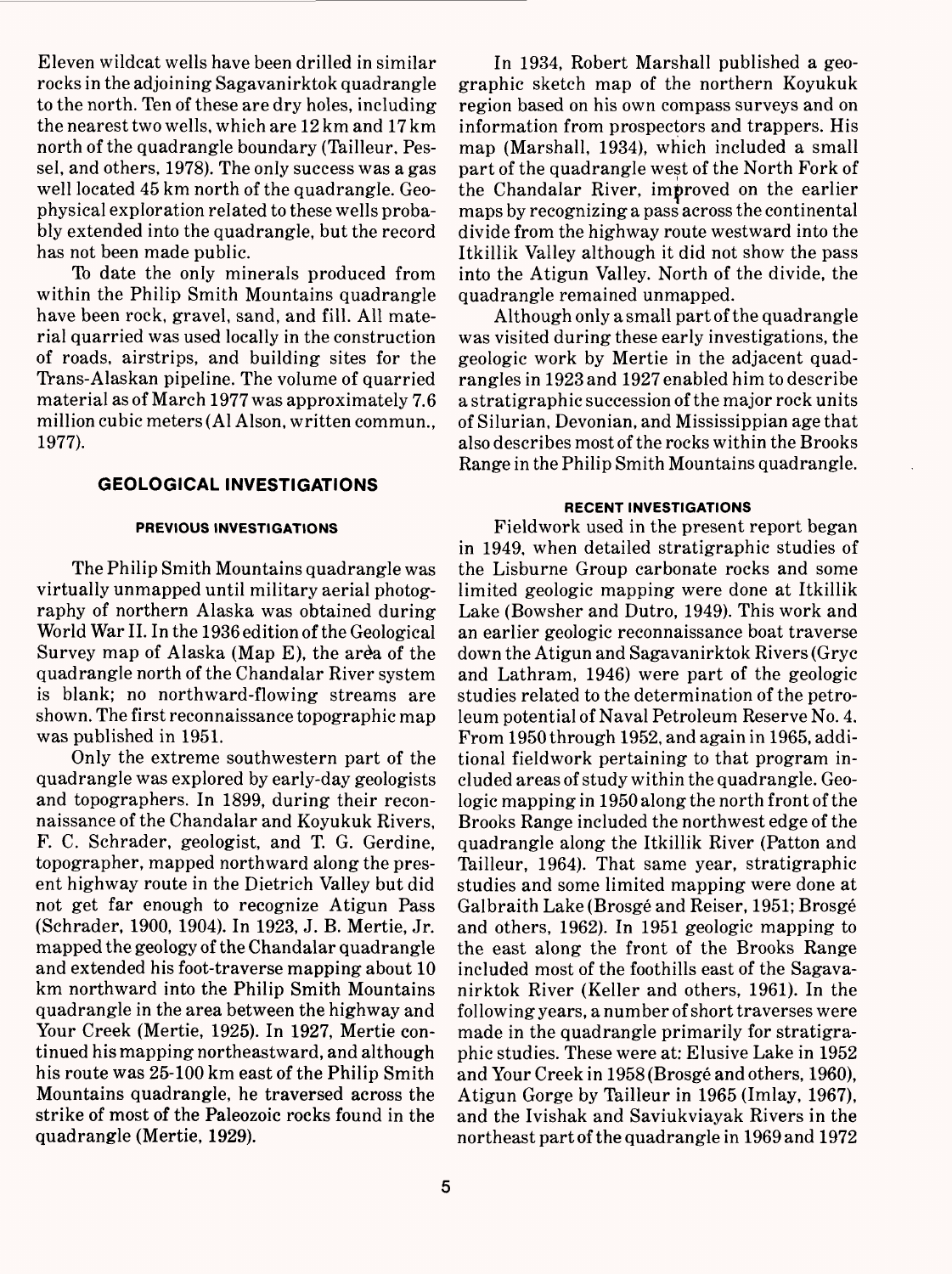Eleven wildcat wells have been drilled in similar rocks in the adjoining Sagavanirktok quadrangle to the north. Ten of these are dry holes, including the nearest two wells, which are 12 km and 17 km north of the quadrangle boundary (Tailleur, Pessel, and others, 1978). The only success was a gas well located 45 km north of the quadrangle. Geophysical exploration related to these wells probably extended into the quadrangle, but the record has not been made public.

To date the only minerals produced from within the Philip Smith Mountains quadrangle have been rock, gravel, sand, and fill. All material quarried was used locally in the construction of roads, airstrips, and building sites for the Trans-Alaskan pipeline. The volume of quarried material as of March 1977 was approximately 7.6 million cubic meters (Al Alson, written commun., 1977).

## GEOLOGICAL INVESTIGATIONS

### PREVIOUS INVESTIGATIONS

The Philip Smith Mountains quadrangle was virtually unmapped until military aerial photography of northern Alaska was obtained during World War II. In the 1936 edition of the Geological Survey map of Alaska (Map E), the area of the quadrangle north of the Chandalar River system is blank; no northward-flowing streams are shown. The first reconnaissance topographic map was published in 1951.

Only the extreme southwestern part of the quadrangle was explored by early-day geologists and topographers. In 1899, during their reconnaissance of the Chandalar and Koyukuk Rivers, F. C. Schrader, geologist, and T. G. Gerdine, topographer, mapped northward along the present highway route in the Dietrich Valley but did not get far enough to recognize Atigun Pass (Schrader, 1900, 1904). In 1923, J. B. Mertie, Jr. mapped the geology of the Chandalar quadrangle and extended his foot-traverse mapping about 10 km northward into the Philip Smith Mountains quadrangle in the area between the highway and Your Creek (Mertie, 1925). In 1927, Mertie continued his mapping northeastward, and although his route was 25-100 km east of the Philip Smith Mountains quadrangle, he traversed across the strike of most of the Paleozoic rocks found in the quadrangle (Mertie, 1929).

In 1934, Robert Marshall published a geographic sketch map of the northern Koyukuk region based on his own compass surveys and on information from prospectors and trappers. His map (Marshall, 1934), which included a small part of the quadrangle west of the North Fork of the Chandalar River, improved on the earlier maps by recognizing a pass across the continental divide from the highway route westward into the Itkillik Valley although it did not show the pass into the Atigun Valley. North of the divide, the quadrangle remained unmapped.

Although only a small part of the quadrangle was visited during these early investigations, the geologic work by Mertie in the adjacent quadrangles in 1923 and 1927 enabled him to describe a stratigraphic succession of the major rock units of Silurian, Devonian, and Mississippian age that also describes most of the rocks within the Brooks Range in the Philip Smith Mountains quadrangle.

### RECENT INVESTIGATIONS

Fieldwork used in the present report began in 1949, when detailed stratigraphic studies of the Lisburne Group carbonate rocks and some limited geologic mapping were done at Itkillik Lake (Bowsher and Dutro, 1949). This work and an earlier geologic reconnaissance boat traverse down the Atigun and Sagavanirktok Rivers (Gryc and Lathram, 1946) were part of the geologic studies related to the determination of the petroleum potential of Naval Petroleum Reserve No. 4. From 1950 through 1952, and again in 1965, additional fieldwork pertaining to that program included areas of study within the quadrangle. Geologic mapping in 1950 along the north front of the Brooks Range included the northwest edge of the quadrangle along the Itkillik River (Patton and Tailleur, 1964). That same year, stratigraphic studies and some limited mapping were done at Galbraith Lake (Brosgé and Reiser, 1951; Brosgé and others, 1962). In 1951 geologic mapping to the east along the front of the Brooks Range included most of the foothills east of the Sagavanirktok River (Keller and others, 1961). In the following years, a number of short traverses were made in the quadrangle primarily for stratigraphic studies. These were at: Elusive Lake in 1952 and Your Creek in 1958 (Brosgé and others, 1960), Atigun Gorge by Tailleur in 1965 (Imlay, 1967), and the Ivishak and Saviukviayak Rivers in the northeast part of the quadrangle in 1969 and 1972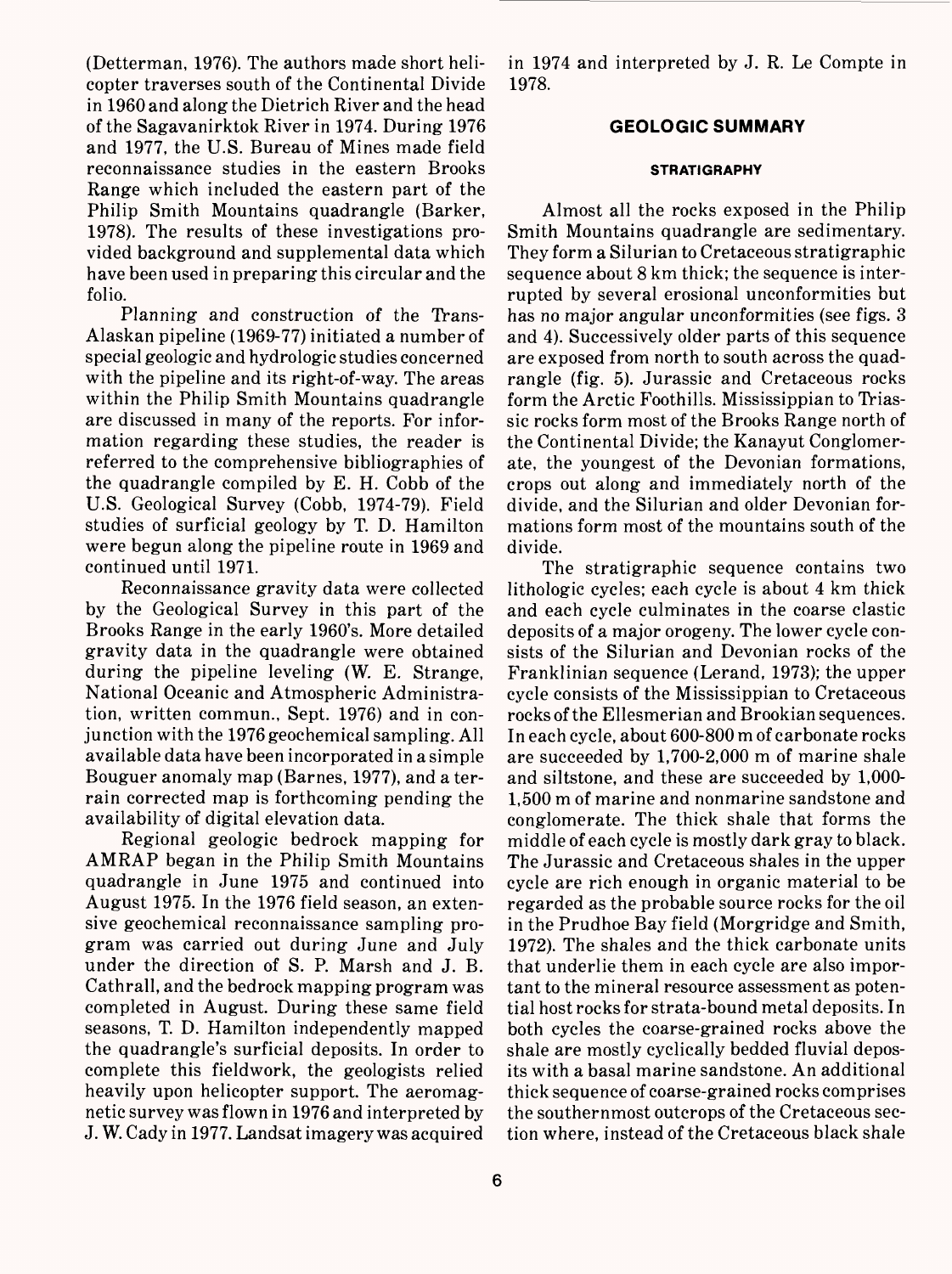(Detterman, 1976). The authors made short helicopter traverses south of the Continental Divide in 1960 and along the Dietrich River and the head of the Sagavanirktok River in 1974. During 1976 and 1977, the U.S. Bureau of Mines made field reconnaissance studies in the eastern Brooks Range which included the eastern part of the Philip Smith Mountains quadrangle (Barker, 1978). The results of these investigations provided background and supplemental data which have been used in preparing this circular and the folio.

Planning and construction of the Trans-Alaskan pipeline (1969-77) initiated a number of special geologic and hydrologic studies concerned with the pipeline and its right-of-way. The areas within the Philip Smith Mountains quadrangle are discussed in many of the reports. For information regarding these studies, the reader is referred to the comprehensive bibliographies of the quadrangle compiled by E. H. Cobb of the U.S. Geological Survey (Cobb, 1974-79). Field studies of surficial geology by T. D. Hamilton were begun along the pipeline route in 1969 and continued until 1971.

Reconnaissance gravity data were collected by the Geological Survey in this part of the Brooks Range in the early 1960's. More detailed gravity data in the quadrangle were obtained during the pipeline leveling (W. E. Strange, National Oceanic and Atmospheric Administration, written commun., Sept. 1976) and in conjunction with the 1976 geochemical sampling. All available data have been incorporated in a simple Bouguer anomaly map (Barnes, 1977), and a terrain corrected map is forthcoming pending the availability of digital elevation data.

Regional geologic bedrock mapping for AMRAP began in the Philip Smith Mountains quadrangle in June 1975 and continued into August 1975. In the 1976 field season, an extensive geochemical reconnaissance sampling program was carried out during June and July under the direction of S. P. Marsh and J. B. Cathrall, and the bedrock mapping program was completed in August. During these same field seasons, T. D. Hamilton independently mapped the quadrangle's surficial deposits. In order to complete this fieldwork, the geologists relied heavily upon helicopter support. The aeromagnetic survey was flown in 1976 and interpreted by J. W. Cady in 1977. Landsat imagery was acquired in 1974 and interpreted by J. R. Le Compte in 1978.

## GEOLOGIC SUMMARY

### STRATIGRAPHY

Almost all the rocks exposed in the Philip Smith Mountains quadrangle are sedimentary. They form a Silurian to Cretaceous stratigraphic sequence about 8 km thick; the sequence is interrupted by several erosional unconformities but has no major angular unconformities (see figs. 3 and 4). Successively older parts of this sequence are exposed from north to south across the quadrangle (fig. 5). Jurassic and Cretaceous rocks form the Arctic Foothills. Mississippian to Triassic rocks form most of the Brooks Range north of the Continental Divide; the Kanayut Conglomerate, the youngest of the Devonian formations, crops out along and immediately north of the divide, and the Silurian and older Devonian formations form most of the mountains south of the divide.

The stratigraphic sequence contains two lithologic cycles; each cycle is about 4 km thick and each cycle culminates in the coarse clastic deposits of a major orogeny. The lower cycle consists of the Silurian and Devonian rocks of the Franklinian sequence (Lerand, 1973); the upper cycle consists of the Mississippian to Cretaceous rocks of the Ellesmerian and Brookian sequences. In each cycle, about 600-800 m of carbonate rocks are succeeded by 1,700-2,000 m of marine shale and siltstone, and these are succeeded by 1,000-1,500 m of marine and nonmarine sandstone and conglomerate. The thick shale that forms the middle of each cycle is mostly dark gray to black. The Jurassic and Cretaceous shales in the upper cycle are rich enough in organic material to be regarded as the probable source rocks for the oil in the Prudhoe Bay field (Morgridge and Smith, 1972). The shales and the thick carbonate units that underlie them in each cycle are also important to the mineral resource assessment as potential host rocks for strata-bound metal deposits. In both cycles the coarse-grained rocks above the shale are mostly cyclically bedded fluvial deposits with a basal marine sandstone. An additional thick sequence of coarse-grained rocks comprises the southernmost outcrops of the Cretaceous section where, instead of the Cretaceous black shale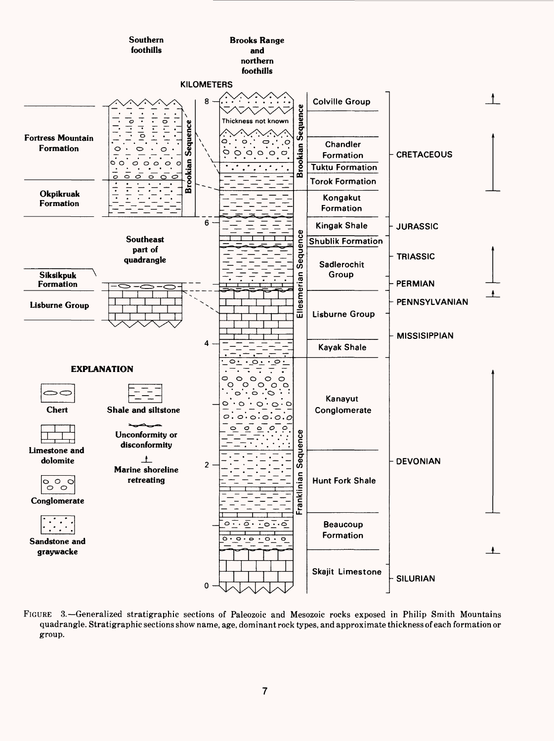FIGURE 3.—Generalized stratigraphic sections of Paleozoic and Mesozoic rocks exposed in Philip Smith Mountains quadrangle. Stratigraphic sections show name, age, dominant rock types, and approximate thickness of each formation or group.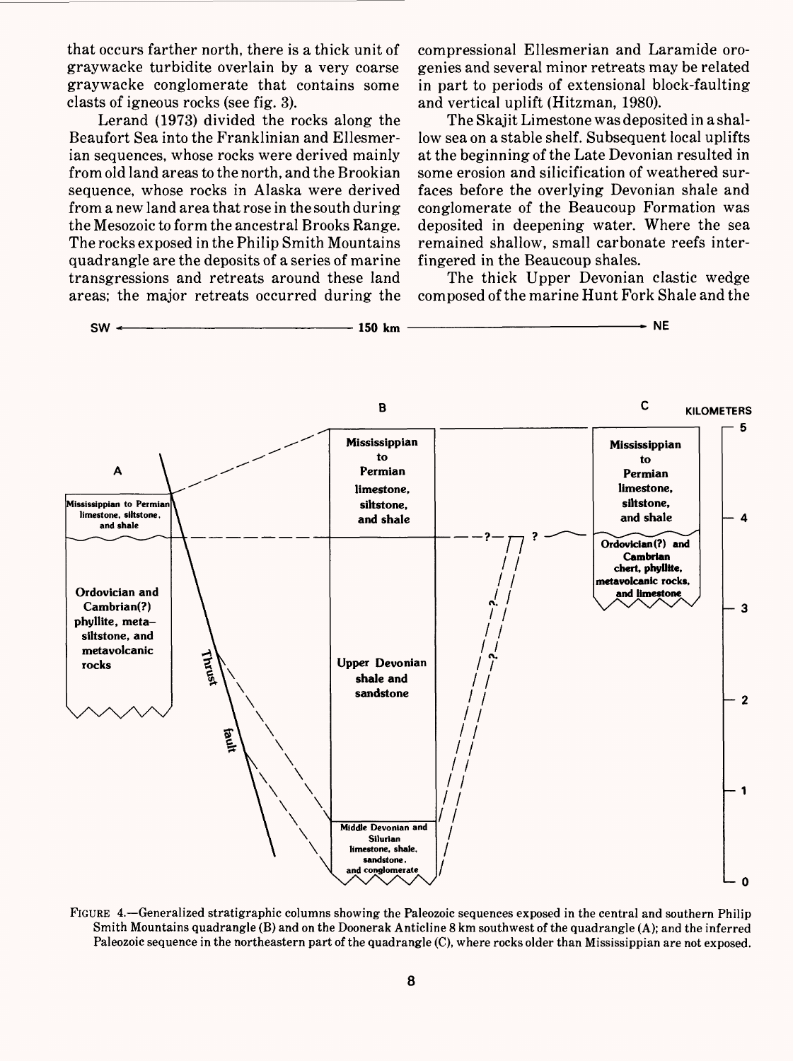that occurs farther north, there is a thick unit of graywacke turbidite overlain by a very coarse graywacke conglomerate that contains some clasts of igneous rocks (see fig. 3).

Lerand (1973) divided the rocks along the Beaufort Sea into the Franklinian and Ellesmerian sequences, whose rocks were derived mainly from old land areas to the north, and the Brookian sequence, whose rocks in Alaska were derived from a new land area that rose in the south during the Mesozoic to form the ancestral Brooks Range. The rocks exposed in the Philip Smith Mountains quadrangle are the deposits of a series of marine transgressions and retreats around these land areas; the major retreats occurred during the compressional Ellesmerian and Laramide orogenies and several minor retreats may be related in part to periods of extensional block-faulting and vertical uplift (Hitzman, 1980).

The Skajit Limestone was deposited in a shallow sea on a stable shelf. Subsequent local uplifts at the beginning of the Late Devonian resulted in some erosion and silicification of weathered surfaces before the overlying Devonian shale and conglomerate of the Beaucoup Formation was deposited in deepening water. Where the sea remained shallow, small carbonate reefs interfingered in the Beaucoup shales.

The thick Upper Devonian clastic wedge composed of the marine Hunt Fork Shale and the

FIGURE 4.—Generalized stratigraphic columns showing the Paleozoic sequences exposed in the central and southern Philip Smith Mountains quadrangle (B) and on the Doonerak Anticline 8 km southwest of the quadrangle (A); and the inferred Paleozoic sequence in the northeastern part of the quadrangle (C), where rocks older than Mississippian are not exposed.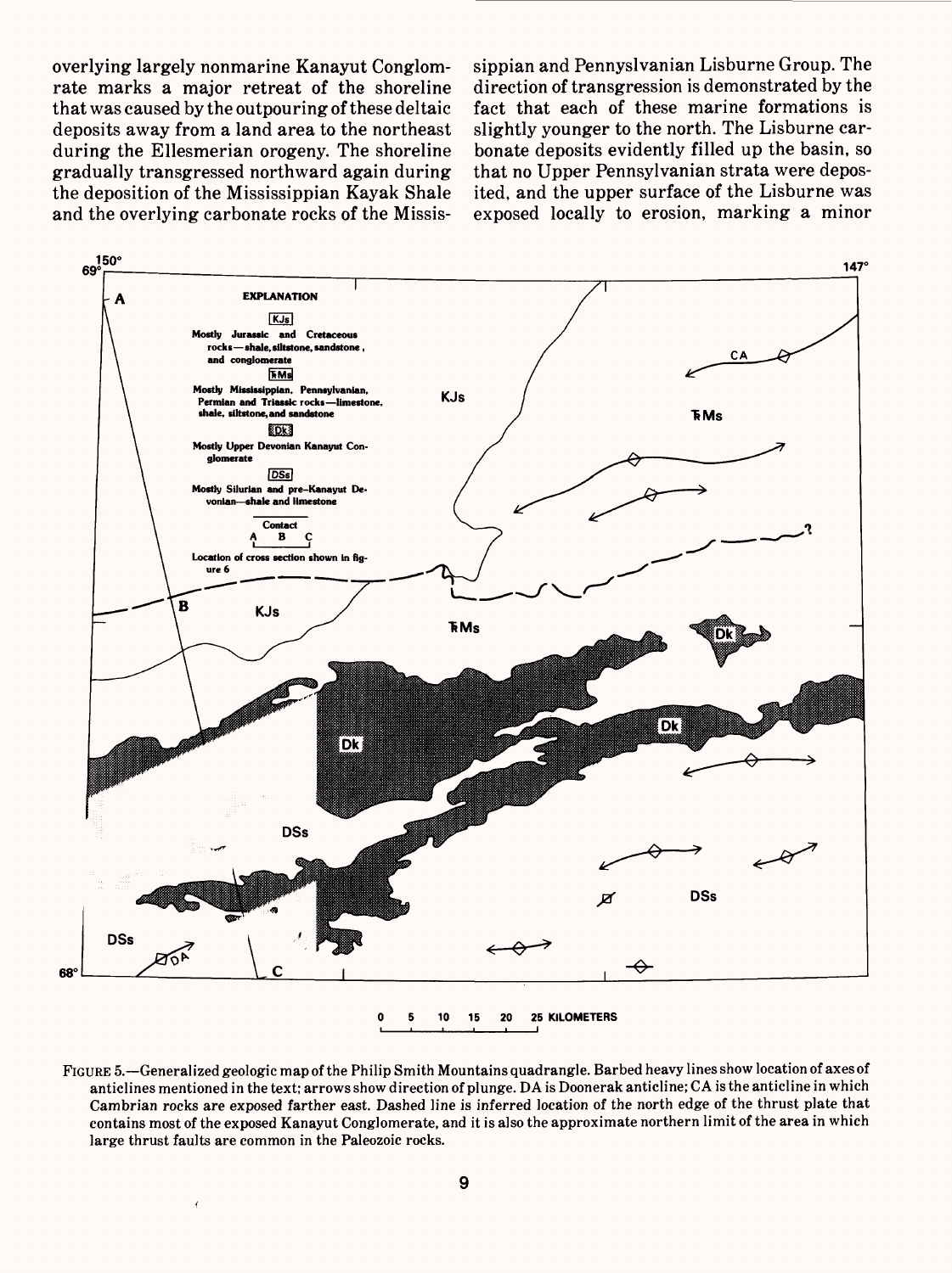overlying largely nonmarine Kanayut Conglomrate marks a major retreat of the shoreline that was caused by the outpouring of these deltaic deposits away from a land area to the northeast during the Ellesmerian orogeny. The shoreline gradually transgressed northward again during the deposition of the Mississippian Kayak Shale and the overlying carbonate rocks of the Mississippian and Pennyslvanian Lisburne Group. The direction of transgression is demonstrated by the fact that each of these marine formations is slightly younger to the north. The Lisburne carbonate deposits evidently filled up the basin, so that no Upper Pennsylvanian strata were deposited, and the upper surface of the Lisburne was exposed locally to erosion, marking a minor

FIGURE 5.—Generalized geologic map of the Philip Smith Mountains quadrangle. Barbed heavy lines show location of axes of anticlines mentioned in the text; arrows show direction of plunge. DA is Doonerak anticline; CA is the anticline in which Cambrian rocks are exposed farther east. Dashed line is inferred location of the north edge of the thrust plate that contains most of the exposed Kanayut Conglomerate, and it is also the approximate northern limit of the area in which large thrust faults are common in the Paleozoic rocks.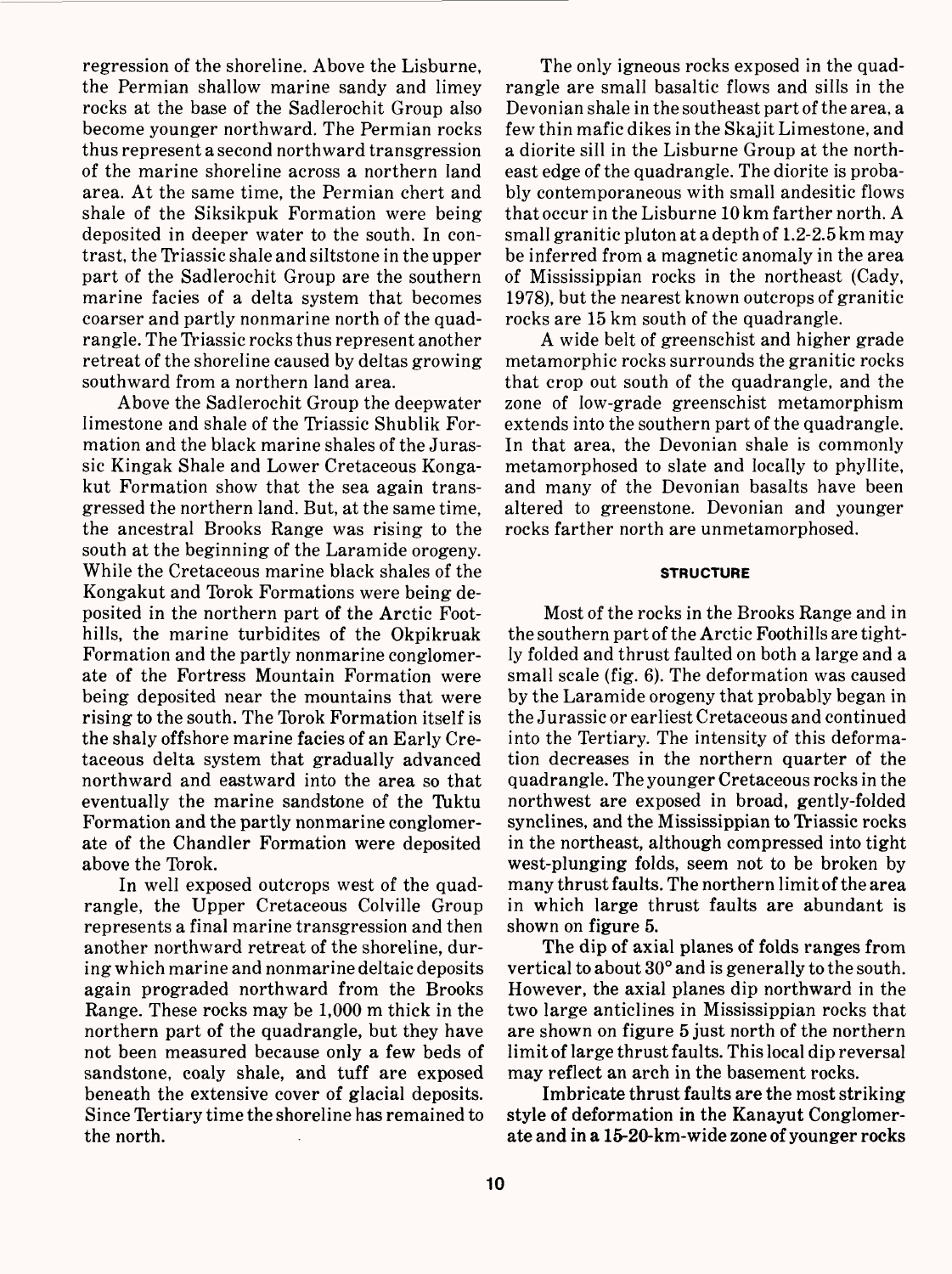regression of the shoreline. Above the Lisburne, the Permian shallow marine sandy and limey rocks at the base of the Sadlerochit Group also become younger northward. The Permian rocks thus represent a second northward transgression of the marine shoreline across a northern land area. At the same time, the Permian chert and shale of the Siksikpuk Formation were being deposited in deeper water to the south. In contrast, the Triassic shale and siltstone in the upper part of the Sadlerochit Group are the southern marine facies of a delta system that becomes coarser and partly nonmarine north of the quadrangle. The Triassic rocks thus represent another retreat of the shoreline caused by deltas growing southward from a northern land area.

Above the Sadlerochit Group the deepwater limestone and shale of the Triassic Shublik Formation and the black marine shales of the Jurassic Kingak Shale and Lower Cretaceous Kongakut Formation show that the sea again transgressed the northern land. But, at the same time, the ancestral Brooks Range was rising to the south at the beginning of the Laramide orogeny. While the Cretaceous marine black shales of the Kongakut and Torok Formations were being deposited in the northern part of the Arctic Foothills, the marine turbidites of the Okpikruak Formation and the partly nonmarine conglomerate of the Fortress Mountain Formation were being deposited near the mountains that were rising to the south. The Torok Formation itself is the shaly offshore marine facies of an Early Cretaceous delta system that gradually advanced northward and eastward into the area so that eventually the marine sandstone of the Tuktu Formation and the partly nonmarine conglomerate of the Chandler Formation were deposited above the Torok.

In well exposed outcrops west of the quadrangle, the Upper Cretaceous Colville Group represents a final marine transgression and then another northward retreat of the shoreline, during which marine and nonmarine deltaic deposits again prograded northward from the Brooks Range. These rocks may be 1,000 m thick in the northern part of the quadrangle, but they have not been measured because only a few beds of sandstone, coaly shale, and tuff are exposed beneath the extensive cover of glacial deposits. Since Tertiary time the shoreline has remained to the north.

The only igneous rocks exposed in the quadrangle are small basaltic flows and sills in the Devonian shale in the southeast part of the area, a few thin mafic dikes in the Skajit Limestone, and a diorite sill in the Lisburne Group at the northeast edge of the quadrangle. The diorite is probably contemporaneous with small andesitic flows that occur in the Lisburne 10 km farther north. A small granitic pluton at a depth of 1.2-2.5 km may be inferred from a magnetic anomaly in the area of Mississippian rocks in the northeast (Cady, 1978), but the nearest known outcrops of granitic rocks are 15 km south of the quadrangle.

A wide belt of greenschist and higher grade metamorphic rocks surrounds the granitic rocks that crop out south of the quadrangle, and the zone of low-grade greenschist metamorphism extends into the southern part of the quadrangle. In that area, the Devonian shale is commonly metamorphosed to slate and locally to phyllite, and many of the Devonian basalts have been altered to greenstone. Devonian and younger rocks farther north are unmetamorphosed.

## STRUCTURE

Most of the rocks in the Brooks Range and in the southern part of the Arctic Foothills are tightly folded and thrust faulted on both a large and a small scale (fig. 6). The deformation was caused by the Laramide orogeny that probably began in the Jurassic or earliest Cretaceous and continued into the Tertiary. The intensity of this deformation decreases in the northern quarter of the quadrangle. The younger Cretaceous rocks in the northwest are exposed in broad, gently-folded synclines, and the Mississippian to Triassic rocks in the northeast, although compressed into tight west-plunging folds, seem not to be broken by many thrust faults. The northern limit of the area in which large thrust faults are abundant is shown on figure 5.

The dip of axial planes of folds ranges from vertical to about 30° and is generally to the south. However, the axial planes dip northward in the two large anticlines in Mississippian rocks that are shown on figure 5 just north of the northern limit of large thrust faults. This local dip reversal may reflect an arch in the basement rocks.

Imbricate thrust faults are the most striking style of deformation in the Kanayut Conglomerate and in a 15-20-km-wide zone of younger rocks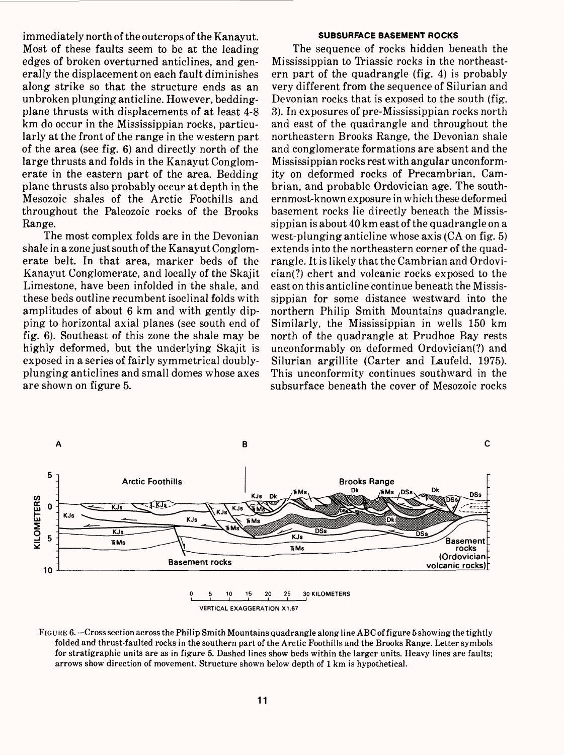immediately north of the outcrops of the Kanayut. Most of these faults seem to be at the leading edges of broken overturned anticlines, and generally the displacement on each fault diminishes along strike so that the structure ends as an unbroken plunging anticline. However, bedding-plane thrusts with displacements of at least 4-8 km do occur in the Mississippian rocks, particularly at the front of the range in the western part of the area (see fig. 6) and directly north of the large thrusts and folds in the Kanayut Conglomerate in the eastern part of the area. Bedding plane thrusts also probably occur at depth in the Mesozoic shales of the Arctic Foothills and throughout the Paleozoic rocks of the Brooks Range.

The most complex folds are in the Devonian shale in a zone just south of the Kanayut Conglomerate belt. In that area, marker beds of the Kanayut Conglomerate, and locally of the Skajit Limestone, have been infolded in the shale, and these beds outline recumbent isoclinal folds with amplitudes of about 6 km and with gently dipping to horizontal axial planes (see south end of fig. 6). Southeast of this zone the shale may be highly deformed, but the underlying Skajit is exposed in a series of fairly symmetrical doubly-plunging anticlines and small domes whose axes are shown on figure 5.

#### SUBSURFACE BASEMENT ROCKS

The sequence of rocks hidden beneath the Mississippian to Triassic rocks in the northeastern part of the quadrangle (fig. 4) is probably very different from the sequence of Silurian and Devonian rocks that is exposed to the south (fig. 3). In exposures of pre-Mississippian rocks north and east of the quadrangle and throughout the northeastern Brooks Range, the Devonian shale and conglomerate formations are absent and the Mississippian rocks rest with angular unconformity on deformed rocks of Precambrian, Cambrian, and probable Ordovician age. The southernmost-known exposure in which these deformed basement rocks lie directly beneath the Mississippian is about 40 km east of the quadrangle on a west-plunging anticline whose axis (CA on fig. 5) extends into the northeastern corner of the quadrangle. It is likely that the Cambrian and Ordovician(?) chert and volcanic rocks exposed to the east on this anticline continue beneath the Mississippian for some distance westward into the northern Philip Smith Mountains quadrangle. Similarly, the Mississippian in wells 150 km north of the quadrangle at Prudhoe Bay rests unconformably on deformed Ordovician(?) and Silurian argillite (Carter and Laufeld, 1975). This unconformity continues southward in the subsurface beneath the cover of Mesozoic rocks

FIGURE 6.—Cross section across the Philip Smith Mountains quadrangle along line ABC of figure 5 showing the tightly folded and thrust-faulted rocks in the southern part of the Arctic Foothills and the Brooks Range. Letter symbols for stratigraphic units are as in figure 5. Dashed lines show beds within the larger units. Heavy lines are faults; arrows show direction of movement. Structure shown below depth of 1 km is hypothetical.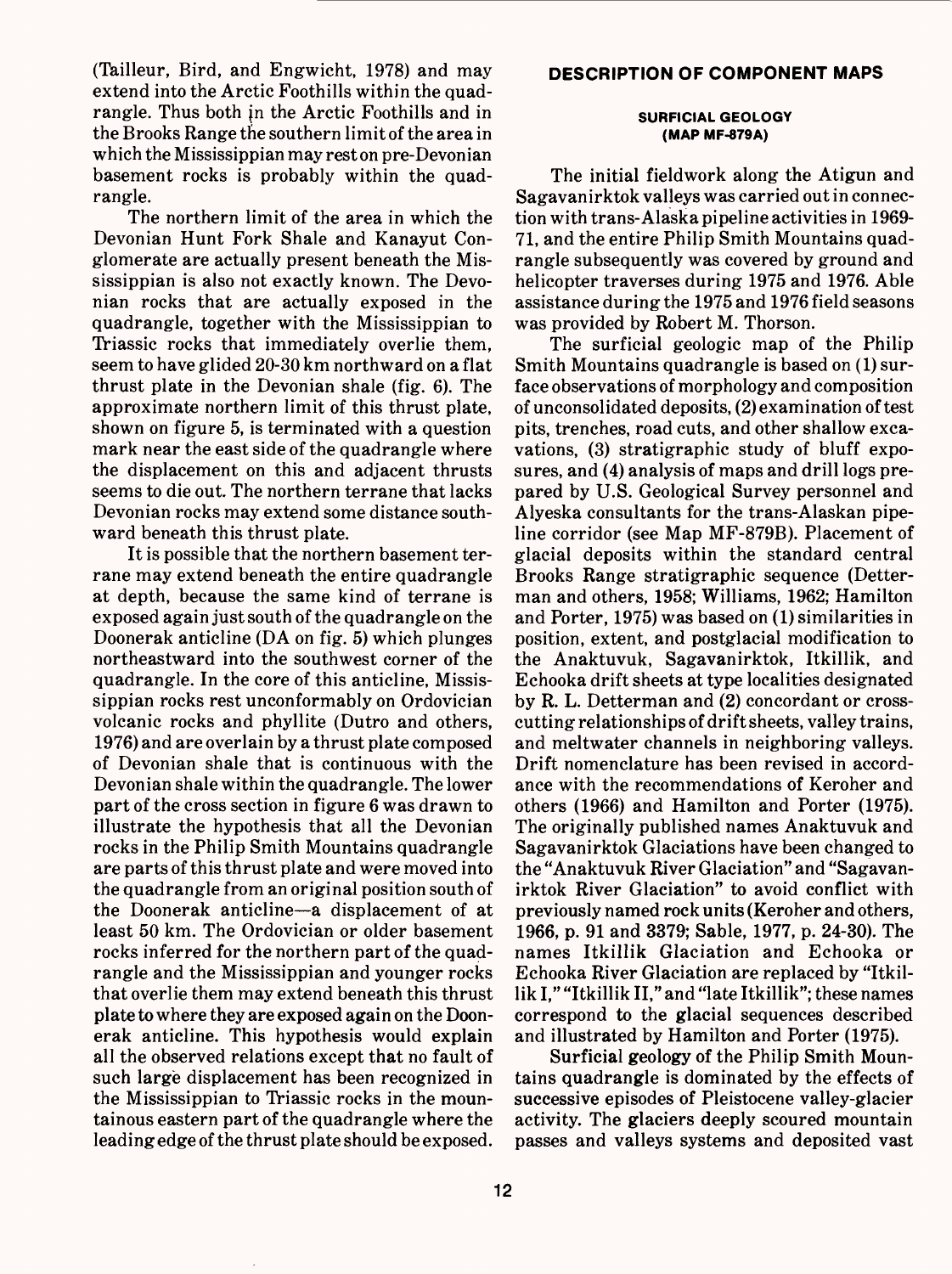(Tailleur, Bird, and Engwicht, 1978) and may extend into the Arctic Foothills within the quadrangle. Thus both in the Arctic Foothills and in the Brooks Range the southern limit of the area in which the Mississippian may rest on pre-Devonian basement rocks is probably within the quadrangle.

The northern limit of the area in which the Devonian Hunt Fork Shale and Kanayut Conglomerate are actually present beneath the Mississippian is also not exactly known. The Devonian rocks that are actually exposed in the quadrangle, together with the Mississippian to Triassic rocks that immediately overlie them, seem to have glided 20-30 km northward on a flat thrust plate in the Devonian shale (fig. 6). The approximate northern limit of this thrust plate, shown on figure 5, is terminated with a question mark near the east side of the quadrangle where the displacement on this and adjacent thrusts seems to die out. The northern terrane that lacks Devonian rocks may extend some distance southward beneath this thrust plate.

It is possible that the northern basement terrane may extend beneath the entire quadrangle at depth, because the same kind of terrane is exposed again just south of the quadrangle on the Doonerak anticline (DA on fig. 5) which plunges northeastward into the southwest corner of the quadrangle. In the core of this anticline, Mississippian rocks rest unconformably on Ordovician volcanic rocks and phyllite (Dutro and others, 1976) and are overlain by a thrust plate composed of Devonian shale that is continuous with the Devonian shale within the quadrangle. The lower part of the cross section in figure 6 was drawn to illustrate the hypothesis that all the Devonian rocks in the Philip Smith Mountains quadrangle are parts of this thrust plate and were moved into the quadrangle from an original position south of the Doonerak anticline—a displacement of at least 50 km. The Ordovician or older basement rocks inferred for the northern part of the quadrangle and the Mississippian and younger rocks that overlie them may extend beneath this thrust plate to where they are exposed again on the Doonerak anticline. This hypothesis would explain all the observed relations except that no fault of such large displacement has been recognized in the Mississippian to Triassic rocks in the mountainous eastern part of the quadrangle where the leading edge of the thrust plate should be exposed.

## DESCRIPTION OF COMPONENT MAPS

### SURFICIAL GEOLOGY (MAP MF-879A)

The initial fieldwork along the Atigun and Sagavanirktok valleys was carried out in connection with trans-Alaska pipeline activities in 1969-71, and the entire Philip Smith Mountains quadrangle subsequently was covered by ground and helicopter traverses during 1975 and 1976. Able assistance during the 1975 and 1976 field seasons was provided by Robert M. Thorson.

The surficial geologic map of the Philip Smith Mountains quadrangle is based on (1) surface observations of morphology and composition of unconsolidated deposits, (2) examination of test pits, trenches, road cuts, and other shallow excavations, (3) stratigraphic study of bluff exposures, and (4) analysis of maps and drill logs prepared by U.S. Geological Survey personnel and Alyeska consultants for the trans-Alaskan pipeline corridor (see Map MF-879B). Placement of glacial deposits within the standard central Brooks Range stratigraphic sequence (Detterman and others, 1958; Williams, 1962; Hamilton and Porter, 1975) was based on (1) similarities in position, extent, and postglacial modification to the Anaktuvuk, Sagavanirktok, Itkillik, and Echooka drift sheets at type localities designated by R. L. Detterman and (2) concordant or crosscutting relationships of drift sheets, valley trains, and meltwater channels in neighboring valleys. Drift nomenclature has been revised in accordance with the recommendations of Keroher and others (1966) and Hamilton and Porter (1975). The originally published names Anaktuvuk and Sagavanirktok Glaciations have been changed to the "Anaktuvuk River Glaciation" and "Sagavanirktok River Glaciation" to avoid conflict with previously named rock units (Keroher and others, 1966, p. 91 and 3379; Sable, 1977, p. 24-30). The names Itkillik Glaciation and Echooka or Echooka River Glaciation are replaced by "Itkillik I," "Itkillik II," and "late Itkillik"; these names correspond to the glacial sequences described and illustrated by Hamilton and Porter (1975).

Surficial geology of the Philip Smith Mountains quadrangle is dominated by the effects of successive episodes of Pleistocene valley-glacier activity. The glaciers deeply scoured mountain passes and valleys systems and deposited vast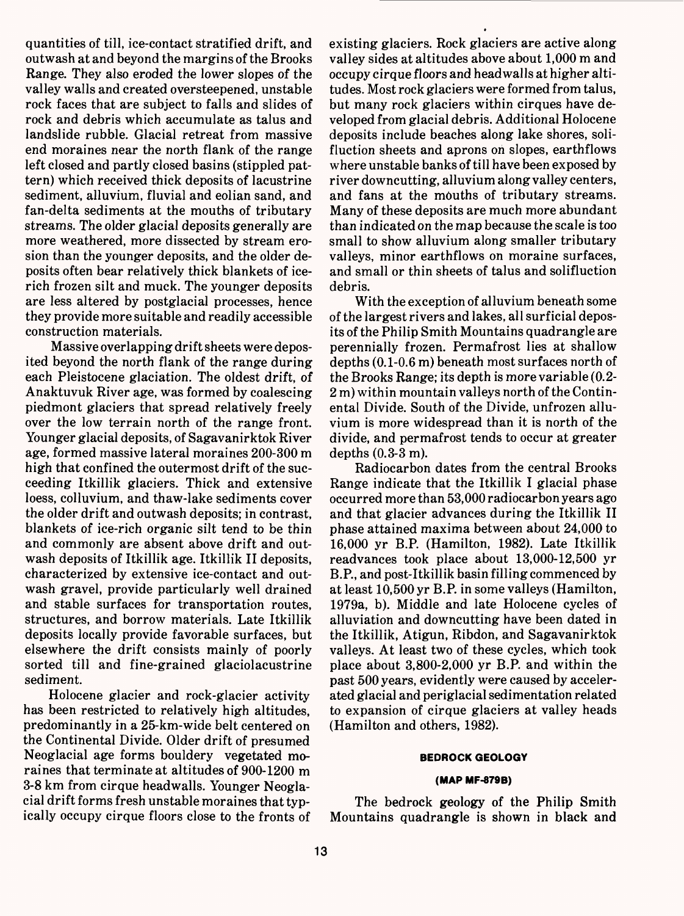quantities of till, ice-contact stratified drift, and outwash at and beyond the margins of the Brooks Range. They also eroded the lower slopes of the valley walls and created oversteepened, unstable rock faces that are subject to falls and slides of rock and debris which accumulate as talus and landslide rubble. Glacial retreat from massive end moraines near the north flank of the range left closed and partly closed basins (stippled pattern) which received thick deposits of lacustrine sediment, alluvium, fluvial and eolian sand, and fan-delta sediments at the mouths of tributary streams. The older glacial deposits generally are more weathered, more dissected by stream erosion than the younger deposits, and the older deposits often bear relatively thick blankets of ice-rich frozen silt and muck. The younger deposits are less altered by postglacial processes, hence they provide more suitable and readily accessible construction materials.

Massive overlapping drift sheets were deposited beyond the north flank of the range during each Pleistocene glaciation. The oldest drift, of Anaktuvuk River age, was formed by coalescing piedmont glaciers that spread relatively freely over the low terrain north of the range front. Younger glacial deposits, of Sagavanirktok River age, formed massive lateral moraines 200-300 m high that confined the outermost drift of the succeeding Itkillik glaciers. Thick and extensive loess, colluvium, and thaw-lake sediments cover the older drift and outwash deposits; in contrast, blankets of ice-rich organic silt tend to be thin and commonly are absent above drift and outwash deposits of Itkillik age. Itkillik II deposits, characterized by extensive ice-contact and outwash gravel, provide particularly well drained and stable surfaces for transportation routes, structures, and borrow materials. Late Itkillik deposits locally provide favorable surfaces, but elsewhere the drift consists mainly of poorly sorted till and fine-grained glaciolacustrine sediment.

Holocene glacier and rock-glacier activity has been restricted to relatively high altitudes, predominantly in a 25-km-wide belt centered on the Continental Divide. Older drift of presumed Neoglacial age forms bouldery vegetated moraines that terminate at altitudes of 900-1200 m 3-8 km from cirque headwalls. Younger Neoglacial drift forms fresh unstable moraines that typically occupy cirque floors close to the fronts of existing glaciers. Rock glaciers are active along valley sides at altitudes above about 1,000 m and occupy cirque floors and headwalls at higher altitudes. Most rock glaciers were formed from talus, but many rock glaciers within cirques have developed from glacial debris. Additional Holocene deposits include beaches along lake shores, solifluction sheets and aprons on slopes, earthflows where unstable banks of till have been exposed by river downcutting, alluvium along valley centers, and fans at the mouths of tributary streams. Many of these deposits are much more abundant than indicated on the map because the scale is too small to show alluvium along smaller tributary valleys, minor earthflows on moraine surfaces, and small or thin sheets of talus and solifluction debris.

With the exception of alluvium beneath some of the largest rivers and lakes, all surficial deposits of the Philip Smith Mountains quadrangle are perennially frozen. Permafrost lies at shallow depths (0.1-0.6 m) beneath most surfaces north of the Brooks Range; its depth is more variable (0.2-2 m) within mountain valleys north of the Continental Divide. South of the Divide, unfrozen alluvium is more widespread than it is north of the divide, and permafrost tends to occur at greater depths (0.3-3 m).

Radiocarbon dates from the central Brooks Range indicate that the Itkillik I glacial phase occurred more than 53,000 radiocarbon years ago and that glacier advances during the Itkillik II phase attained maxima between about 24,000 to 16,000 yr B.P. (Hamilton, 1982). Late Itkillik readvances took place about 13,000-12,500 yr B.P., and post-Itkillik basin filling commenced by at least 10,500 yr B.P. in some valleys (Hamilton, 1979a, b). Middle and late Holocene cycles of alluviation and downcutting have been dated in the Itkillik, Atigun, Ribdon, and Sagavanirktok valleys. At least two of these cycles, which took place about 3,800-2,000 yr B.P. and within the past 500 years, evidently were caused by accelerated glacial and periglacial sedimentation related to expansion of cirque glaciers at valley heads (Hamilton and others, 1982).

## BEDROCK GEOLOGY

### (MAP MF-879B)

The bedrock geology of the Philip Smith Mountains quadrangle is shown in black and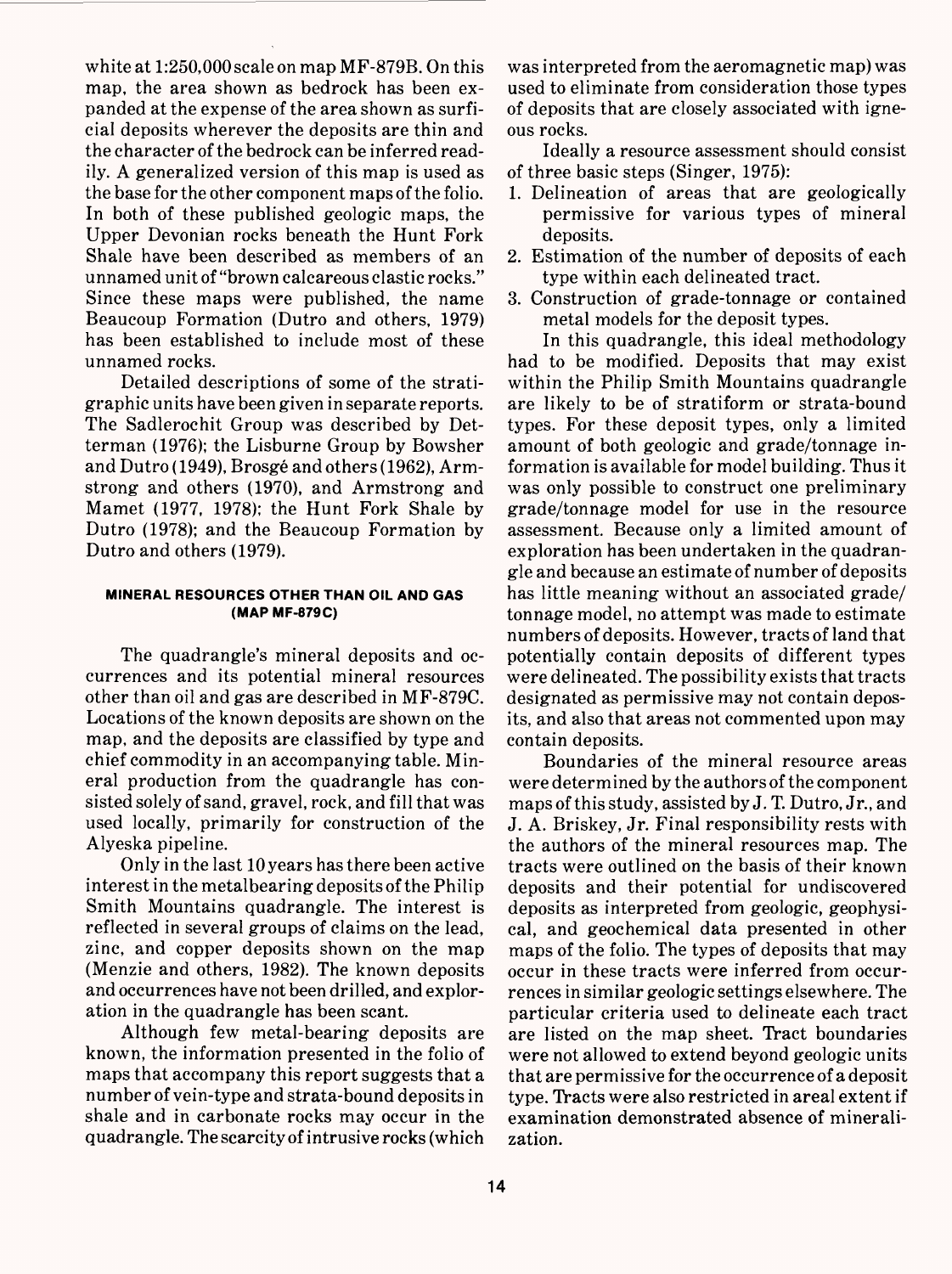white at 1:250,000 scale on map MF-879B. On this map, the area shown as bedrock has been expanded at the expense of the area shown as surficial deposits wherever the deposits are thin and the character of the bedrock can be inferred readily. A generalized version of this map is used as the base for the other component maps of the folio. In both of these published geologic maps, the Upper Devonian rocks beneath the Hunt Fork Shale have been described as members of an unnamed unit of "brown calcareous clastic rocks." Since these maps were published, the name Beaucoup Formation (Dutro and others, 1979) has been established to include most of these unnamed rocks.

Detailed descriptions of some of the stratigraphic units have been given in separate reports. The Sadlerochit Group was described by Detterman (1976); the Lisburne Group by Bowsher and Dutro (1949), Brosgé and others (1962), Armstrong and others (1970), and Armstrong and Mamet (1977, 1978); the Hunt Fork Shale by Dutro (1978); and the Beaucoup Formation by Dutro and others (1979).

#### MINERAL RESOURCES OTHER THAN OIL AND GAS (MAP MF-879C)

The quadrangle's mineral deposits and occurrences and its potential mineral resources other than oil and gas are described in MF-879C. Locations of the known deposits are shown on the map, and the deposits are classified by type and chief commodity in an accompanying table. Mineral production from the quadrangle has consisted solely of sand, gravel, rock, and fill that was used locally, primarily for construction of the Alyeska pipeline.

Only in the last 10 years has there been active interest in the metalbearing deposits of the Philip Smith Mountains quadrangle. The interest is reflected in several groups of claims on the lead, zinc, and copper deposits shown on the map (Menzie and others, 1982). The known deposits and occurrences have not been drilled, and exploration in the quadrangle has been scant.

Although few metal-bearing deposits are known, the information presented in the folio of maps that accompany this report suggests that a number of vein-type and strata-bound deposits in shale and in carbonate rocks may occur in the quadrangle. The scarcity of intrusive rocks (which was interpreted from the aeromagnetic map) was used to eliminate from consideration those types of deposits that are closely associated with igneous rocks.

Ideally a resource assessment should consist of three basic steps (Singer, 1975):

1. Delineation of areas that are geologically permissive for various types of mineral deposits.
2. Estimation of the number of deposits of each type within each delineated tract.
3. Construction of grade-tonnage or contained metal models for the deposit types.

In this quadrangle, this ideal methodology had to be modified. Deposits that may exist within the Philip Smith Mountains quadrangle are likely to be of stratiform or strata-bound types. For these deposit types, only a limited amount of both geologic and grade/tonnage information is available for model building. Thus it was only possible to construct one preliminary grade/tonnage model for use in the resource assessment. Because only a limited amount of exploration has been undertaken in the quadrangle and because an estimate of number of deposits has little meaning without an associated grade/tonnage model, no attempt was made to estimate numbers of deposits. However, tracts of land that potentially contain deposits of different types were delineated. The possibility exists that tracts designated as permissive may not contain deposits, and also that areas not commented upon may contain deposits.

Boundaries of the mineral resource areas were determined by the authors of the component maps of this study, assisted by J. T. Dutro, Jr., and J. A. Briskey, Jr. Final responsibility rests with the authors of the mineral resources map. The tracts were outlined on the basis of their known deposits and their potential for undiscovered deposits as interpreted from geologic, geophysical, and geochemical data presented in other maps of the folio. The types of deposits that may occur in these tracts were inferred from occurrences in similar geologic settings elsewhere. The particular criteria used to delineate each tract are listed on the map sheet. Tract boundaries were not allowed to extend beyond geologic units that are permissive for the occurrence of a deposit type. Tracts were also restricted in areal extent if examination demonstrated absence of mineralization.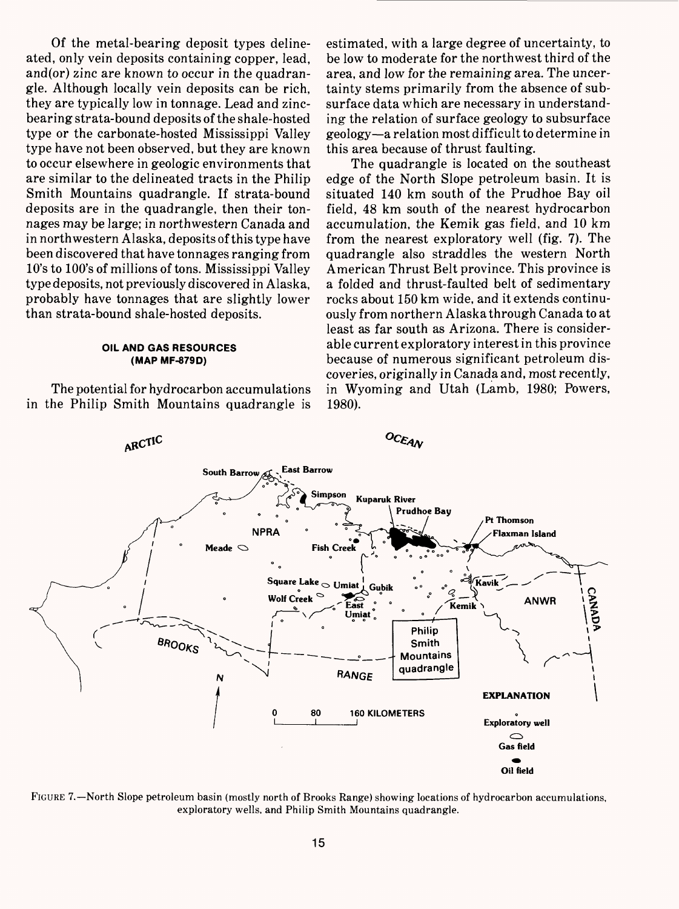Of the metal-bearing deposit types delineated, only vein deposits containing copper, lead, and(or) zinc are known to occur in the quadrangle. Although locally vein deposits can be rich, they are typically low in tonnage. Lead and zinc-bearing strata-bound deposits of the shale-hosted type or the carbonate-hosted Mississippi Valley type have not been observed, but they are known to occur elsewhere in geologic environments that are similar to the delineated tracts in the Philip Smith Mountains quadrangle. If strata-bound deposits are in the quadrangle, then their tonnages may be large; in northwestern Canada and in northwestern Alaska, deposits of this type have been discovered that have tonnages ranging from 10's to 100's of millions of tons. Mississippi Valley type deposits, not previously discovered in Alaska, probably have tonnages that are slightly lower than strata-bound shale-hosted deposits.

#### OIL AND GAS RESOURCES (MAP MF-879D)

The potential for hydrocarbon accumulations in the Philip Smith Mountains quadrangle is estimated, with a large degree of uncertainty, to be low to moderate for the northwest third of the area, and low for the remaining area. The uncertainty stems primarily from the absence of subsurface data which are necessary in understanding the relation of surface geology to subsurface geology—a relation most difficult to determine in this area because of thrust faulting.

The quadrangle is located on the southeast edge of the North Slope petroleum basin. It is situated 140 km south of the Prudhoe Bay oil field, 48 km south of the nearest hydrocarbon accumulation, the Kemik gas field, and 10 km from the nearest exploratory well (fig. 7). The quadrangle also straddles the western North American Thrust Belt province. This province is a folded and thrust-faulted belt of sedimentary rocks about 150 km wide, and it extends continuously from northern Alaska through Canada to at least as far south as Arizona. There is considerable current exploratory interest in this province because of numerous significant petroleum discoveries, originally in Canada and, most recently, in Wyoming and Utah (Lamb, 1980; Powers, 1980).

FIGURE 7.—North Slope petroleum basin (mostly north of Brooks Range) showing locations of hydrocarbon accumulations, exploratory wells, and Philip Smith Mountains quadrangle.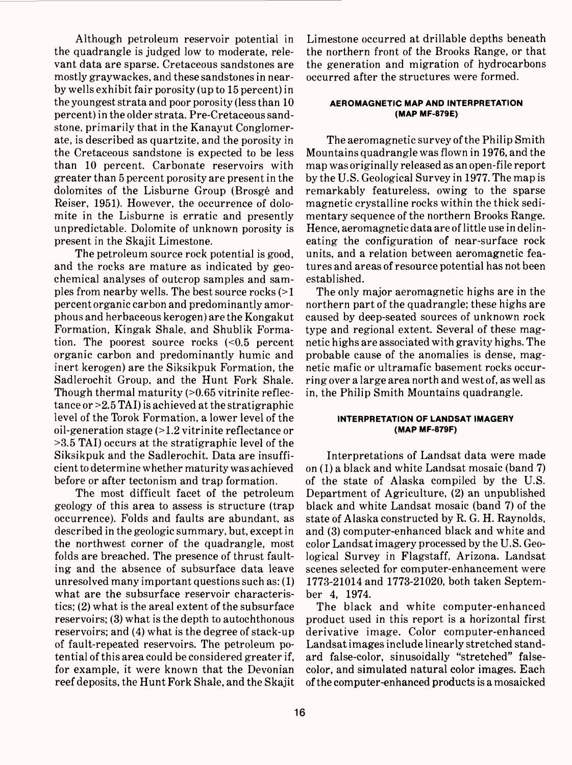Although petroleum reservoir potential in the quadrangle is judged low to moderate, relevant data are sparse. Cretaceous sandstones are mostly graywackes, and these sandstones in nearby wells exhibit fair porosity (up to 15 percent) in the youngest strata and poor porosity (less than 10 percent) in the older strata. Pre-Cretaceous sandstone, primarily that in the Kanayut Conglomerate, is described as quartzite, and the porosity in the Cretaceous sandstone is expected to be less than 10 percent. Carbonate reservoirs with greater than 5 percent porosity are present in the dolomites of the Lisburne Group (Brosgé and Reiser, 1951). However, the occurrence of dolomite in the Lisburne is erratic and presently unpredictable. Dolomite of unknown porosity is present in the Skajit Limestone.

The petroleum source rock potential is good, and the rocks are mature as indicated by geochemical analyses of outcrop samples and samples from nearby wells. The best source rocks (>1 percent organic carbon and predominantly amorphous and herbaceous kerogen) are the Kongakut Formation, Kingak Shale, and Shublik Formation. The poorest source rocks (<0.5 percent organic carbon and predominantly humic and inert kerogen) are the Siksikpuk Formation, the Sadlerochit Group, and the Hunt Fork Shale. Though thermal maturity (>0.65 vitrinite reflectance or >2.5 TAI) is achieved at the stratigraphic level of the Torok Formation, a lower level of the oil-generation stage (>1.2 vitrinite reflectance or >3.5 TAI) occurs at the stratigraphic level of the Siksikpuk and the Sadlerochit. Data are insufficient to determine whether maturity was achieved before or after tectonism and trap formation.

The most difficult facet of the petroleum geology of this area to assess is structure (trap occurrence). Folds and faults are abundant, as described in the geologic summary, but, except in the northwest corner of the quadrangle, most folds are breached. The presence of thrust faulting and the absence of subsurface data leave unresolved many important questions such as: (1) what are the subsurface reservoir characteristics; (2) what is the areal extent of the subsurface reservoirs; (3) what is the depth to autochthonous reservoirs; and (4) what is the degree of stack-up of fault-repeated reservoirs. The petroleum potential of this area could be considered greater if, for example, it were known that the Devonian reef deposits, the Hunt Fork Shale, and the Skajit Limestone occurred at drillable depths beneath the northern front of the Brooks Range, or that the generation and migration of hydrocarbons occurred after the structures were formed.

#### AEROMAGNETIC MAP AND INTERPRETATION (MAP MF-879E)

The aeromagnetic survey of the Philip Smith Mountains quadrangle was flown in 1976, and the map was originally released as an open-file report by the U.S. Geological Survey in 1977. The map is remarkably featureless, owing to the sparse magnetic crystalline rocks within the thick sedimentary sequence of the northern Brooks Range. Hence, aeromagnetic data are of little use in delineating the configuration of near-surface rock units, and a relation between aeromagnetic features and areas of resource potential has not been established.

The only major aeromagnetic highs are in the northern part of the quadrangle; these highs are caused by deep-seated sources of unknown rock type and regional extent. Several of these magnetic highs are associated with gravity highs. The probable cause of the anomalies is dense, magnetic mafic or ultramafic basement rocks occurring over a large area north and west of, as well as in, the Philip Smith Mountains quadrangle.

#### INTERPRETATION OF LANDSAT IMAGERY (MAP MF-879F)

Interpretations of Landsat data were made on (1) a black and white Landsat mosaic (band 7) of the state of Alaska compiled by the U.S. Department of Agriculture, (2) an unpublished black and white Landsat mosaic (band 7) of the state of Alaska constructed by R. G. H. Raynolds, and (3) computer-enhanced black and white and color Landsat imagery processed by the U.S. Geological Survey in Flagstaff, Arizona. Landsat scenes selected for computer-enhancement were 1773-21014 and 1773-21020, both taken September 4, 1974.

The black and white computer-enhanced product used in this report is a horizontal first derivative image. Color computer-enhanced Landsat images include linearly stretched standard false-color, sinusoidally "stretched" false-color, and simulated natural color images. Each of the computer-enhanced products is a mosaicked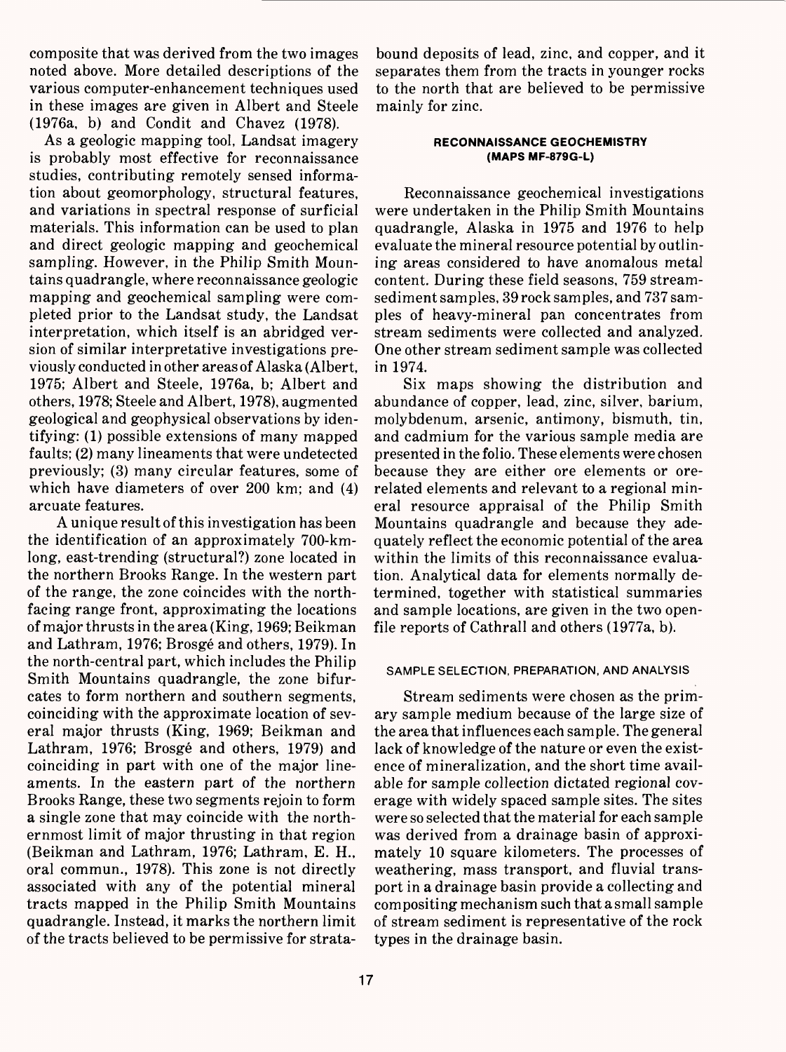composite that was derived from the two images noted above. More detailed descriptions of the various computer-enhancement techniques used in these images are given in Albert and Steele (1976a, b) and Condit and Chavez (1978).

As a geologic mapping tool, Landsat imagery is probably most effective for reconnaissance studies, contributing remotely sensed information about geomorphology, structural features, and variations in spectral response of surficial materials. This information can be used to plan and direct geologic mapping and geochemical sampling. However, in the Philip Smith Mountains quadrangle, where reconnaissance geologic mapping and geochemical sampling were completed prior to the Landsat study, the Landsat interpretation, which itself is an abridged version of similar interpretative investigations previously conducted in other areas of Alaska (Albert, 1975; Albert and Steele, 1976a, b; Albert and others, 1978; Steele and Albert, 1978), augmented geological and geophysical observations by identifying: (1) possible extensions of many mapped faults; (2) many lineaments that were undetected previously; (3) many circular features, some of which have diameters of over 200 km; and (4) arcuate features.

A unique result of this investigation has been the identification of an approximately 700-km-long, east-trending (structural?) zone located in the northern Brooks Range. In the western part of the range, the zone coincides with the north-facing range front, approximating the locations of major thrusts in the area (King, 1969; Beikman and Lathram, 1976; Brosgé and others, 1979). In the north-central part, which includes the Philip Smith Mountains quadrangle, the zone bifurcates to form northern and southern segments, coinciding with the approximate location of several major thrusts (King, 1969; Beikman and Lathram, 1976; Brosgé and others, 1979) and coinciding in part with one of the major lineaments. In the eastern part of the northern Brooks Range, these two segments rejoin to form a single zone that may coincide with the northernmost limit of major thrusting in that region (Beikman and Lathram, 1976; Lathram, E. H., oral commun., 1978). This zone is not directly associated with any of the potential mineral tracts mapped in the Philip Smith Mountains quadrangle. Instead, it marks the northern limit of the tracts believed to be permissive for strata-bound deposits of lead, zinc, and copper, and it separates them from the tracts in younger rocks to the north that are believed to be permissive mainly for zinc.

## RECONNAISSANCE GEOCHEMISTRY (MAPS MF-879G-L)

Reconnaissance geochemical investigations were undertaken in the Philip Smith Mountains quadrangle, Alaska in 1975 and 1976 to help evaluate the mineral resource potential by outlining areas considered to have anomalous metal content. During these field seasons, 759 stream-sediment samples, 39 rock samples, and 737 samples of heavy-mineral pan concentrates from stream sediments were collected and analyzed. One other stream sediment sample was collected in 1974.

Six maps showing the distribution and abundance of copper, lead, zinc, silver, barium, molybdenum, arsenic, antimony, bismuth, tin, and cadmium for the various sample media are presented in the folio. These elements were chosen because they are either ore elements or ore-related elements and relevant to a regional mineral resource appraisal of the Philip Smith Mountains quadrangle and because they adequately reflect the economic potential of the area within the limits of this reconnaissance evaluation. Analytical data for elements normally determined, together with statistical summaries and sample locations, are given in the two open-file reports of Cathrall and others (1977a, b).

### SAMPLE SELECTION, PREPARATION, AND ANALYSIS

Stream sediments were chosen as the primary sample medium because of the large size of the area that influences each sample. The general lack of knowledge of the nature or even the existence of mineralization, and the short time available for sample collection dictated regional coverage with widely spaced sample sites. The sites were so selected that the material for each sample was derived from a drainage basin of approximately 10 square kilometers. The processes of weathering, mass transport, and fluvial transport in a drainage basin provide a collecting and compositing mechanism such that a small sample of stream sediment is representative of the rock types in the drainage basin.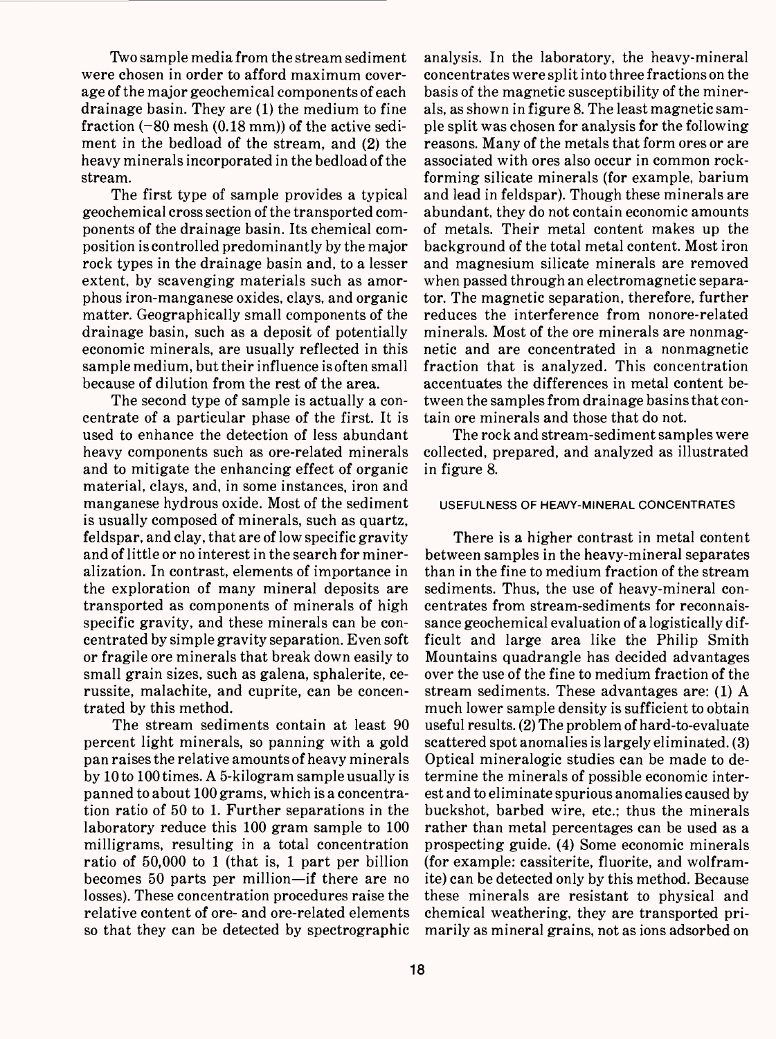Two sample media from the stream sediment were chosen in order to afford maximum coverage of the major geochemical components of each drainage basin. They are (1) the medium to fine fraction (−80 mesh (0.18 mm)) of the active sediment in the bedload of the stream, and (2) the heavy minerals incorporated in the bedload of the stream.

The first type of sample provides a typical geochemical cross section of the transported components of the drainage basin. Its chemical composition is controlled predominantly by the major rock types in the drainage basin and, to a lesser extent, by scavenging materials such as amorphous iron-manganese oxides, clays, and organic matter. Geographically small components of the drainage basin, such as a deposit of potentially economic minerals, are usually reflected in this sample medium, but their influence is often small because of dilution from the rest of the area.

The second type of sample is actually a concentrate of a particular phase of the first. It is used to enhance the detection of less abundant heavy components such as ore-related minerals and to mitigate the enhancing effect of organic material, clays, and, in some instances, iron and manganese hydrous oxide. Most of the sediment is usually composed of minerals, such as quartz, feldspar, and clay, that are of low specific gravity and of little or no interest in the search for mineralization. In contrast, elements of importance in the exploration of many mineral deposits are transported as components of minerals of high specific gravity, and these minerals can be concentrated by simple gravity separation. Even soft or fragile ore minerals that break down easily to small grain sizes, such as galena, sphalerite, cerussite, malachite, and cuprite, can be concentrated by this method.

The stream sediments contain at least 90 percent light minerals, so panning with a gold pan raises the relative amounts of heavy minerals by 10 to 100 times. A 5-kilogram sample usually is panned to about 100 grams, which is a concentration ratio of 50 to 1. Further separations in the laboratory reduce this 100 gram sample to 100 milligrams, resulting in a total concentration ratio of 50,000 to 1 (that is, 1 part per billion becomes 50 parts per million—if there are no losses). These concentration procedures raise the relative content of ore- and ore-related elements so that they can be detected by spectrographic analysis. In the laboratory, the heavy-mineral concentrates were split into three fractions on the basis of the magnetic susceptibility of the minerals, as shown in figure 8. The least magnetic sample split was chosen for analysis for the following reasons. Many of the metals that form ores or are associated with ores also occur in common rock-forming silicate minerals (for example, barium and lead in feldspar). Though these minerals are abundant, they do not contain economic amounts of metals. Their metal content makes up the background of the total metal content. Most iron and magnesium silicate minerals are removed when passed through an electromagnetic separator. The magnetic separation, therefore, further reduces the interference from nonore-related minerals. Most of the ore minerals are nonmagnetic and are concentrated in a nonmagnetic fraction that is analyzed. This concentration accentuates the differences in metal content between the samples from drainage basins that contain ore minerals and those that do not.

The rock and stream-sediment samples were collected, prepared, and analyzed as illustrated in figure 8.

#### USEFULNESS OF HEAVY-MINERAL CONCENTRATES

There is a higher contrast in metal content between samples in the heavy-mineral separates than in the fine to medium fraction of the stream sediments. Thus, the use of heavy-mineral concentrates from stream-sediments for reconnaissance geochemical evaluation of a logistically difficult and large area like the Philip Smith Mountains quadrangle has decided advantages over the use of the fine to medium fraction of the stream sediments. These advantages are: (1) A much lower sample density is sufficient to obtain useful results. (2) The problem of hard-to-evaluate scattered spot anomalies is largely eliminated. (3) Optical mineralogic studies can be made to determine the minerals of possible economic interest and to eliminate spurious anomalies caused by buckshot, barbed wire, etc.; thus the minerals rather than metal percentages can be used as a prospecting guide. (4) Some economic minerals (for example: cassiterite, fluorite, and wolframite) can be detected only by this method. Because these minerals are resistant to physical and chemical weathering, they are transported primarily as mineral grains, not as ions adsorbed on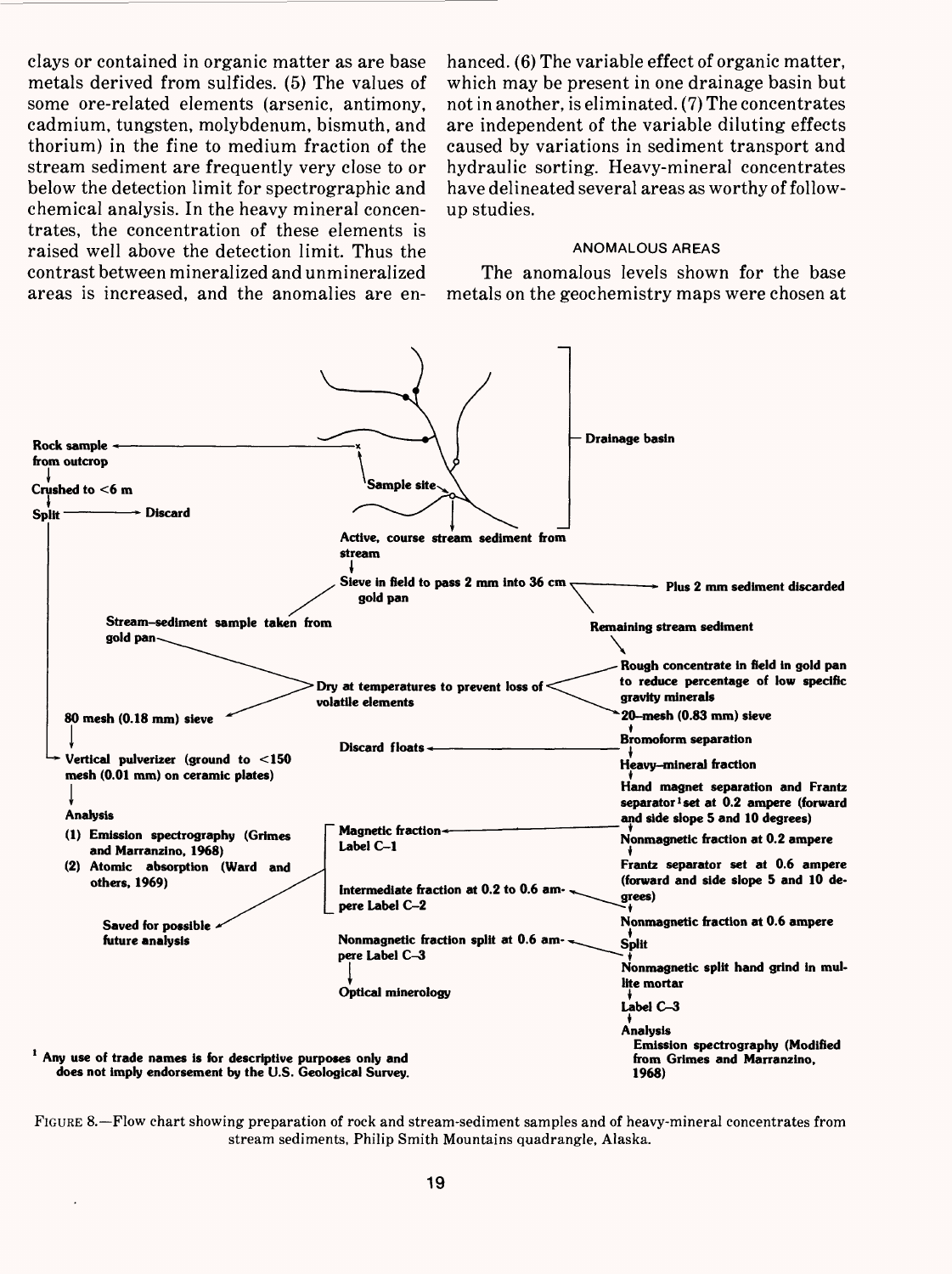clays or contained in organic matter as are base metals derived from sulfides. (5) The values of some ore-related elements (arsenic, antimony, cadmium, tungsten, molybdenum, bismuth, and thorium) in the fine to medium fraction of the stream sediment are frequently very close to or below the detection limit for spectrographic and chemical analysis. In the heavy mineral concentrates, the concentration of these elements is raised well above the detection limit. Thus the contrast between mineralized and unmineralized areas is increased, and the anomalies are enhanced. (6) The variable effect of organic matter, which may be present in one drainage basin but not in another, is eliminated. (7) The concentrates are independent of the variable diluting effects caused by variations in sediment transport and hydraulic sorting. Heavy-mineral concentrates have delineated several areas as worthy of follow-up studies.

## ANOMALOUS AREAS

The anomalous levels shown for the base metals on the geochemistry maps were chosen at

Rock sample from outcrop
Crushed to <6 m
Split → Discard

Drainage basin
Sample site
Active, course stream sediment from stream
Sieve in field to pass 2 mm into 36 cm gold pan → Plus 2 mm sediment discarded
Stream-sediment sample taken from gold pan
Remaining stream sediment
Dry at temperatures to prevent loss of volatile elements
Rough concentrate in field in gold pan to reduce percentage of low specific gravity minerals
80 mesh (0.18 mm) sieve
20-mesh (0.83 mm) sieve
Bromoform separation
Discard floats
Heavy-mineral fraction
Vertical pulverizer (ground to <150 mesh (0.01 mm) on ceramic plates)
Hand magnet separation and Frantz separator[1] set at 0.2 ampere (forward and side slope 5 and 10 degrees)
Analysis
(1) Emission spectrography (Grimes and Marranzino, 1968)
(2) Atomic absorption (Ward and others, 1969)
Magnetic fraction Label C-1
Nonmagnetic fraction at 0.2 ampere
Frantz separator set at 0.6 ampere (forward and side slope 5 and 10 degrees)
Intermediate fraction at 0.2 to 0.6 ampere Label C-2
Saved for possible future analysis
Nonmagnetic fraction at 0.6 ampere
Nonmagnetic fraction split at 0.6 ampere Label C-3
Split
Nonmagnetic split hand grind in mullite mortar
Optical mineralogy
Label C-3
Analysis
Emission spectrography (Modified from Grimes and Marranzino, 1968)

[1] Any use of trade names is for descriptive purposes only and does not imply endorsement by the U.S. Geological Survey.

FIGURE 8.—Flow chart showing preparation of rock and stream-sediment samples and of heavy-mineral concentrates from stream sediments, Philip Smith Mountains quadrangle, Alaska.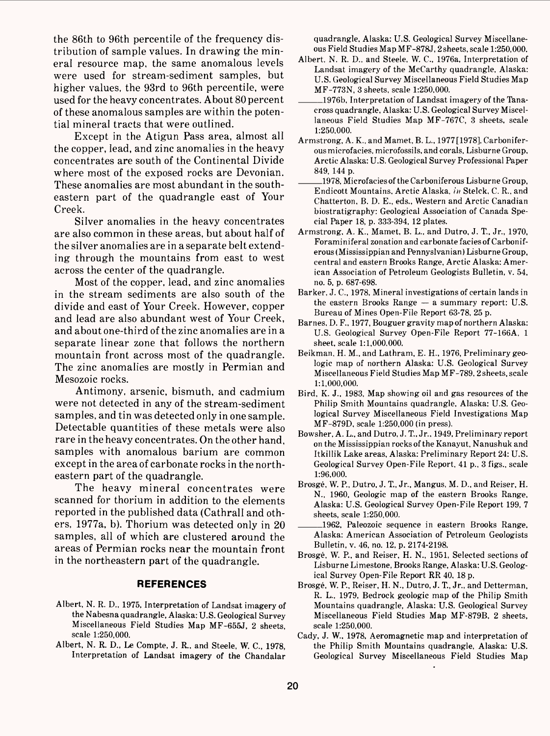the 86th to 96th percentile of the frequency distribution of sample values. In drawing the mineral resource map, the same anomalous levels were used for stream-sediment samples, but higher values, the 93rd to 96th percentile, were used for the heavy concentrates. About 80 percent of these anomalous samples are within the potential mineral tracts that were outlined.

Except in the Atigun Pass area, almost all the copper, lead, and zinc anomalies in the heavy concentrates are south of the Continental Divide where most of the exposed rocks are Devonian. These anomalies are most abundant in the southeastern part of the quadrangle east of Your Creek.

Silver anomalies in the heavy concentrates are also common in these areas, but about half of the silver anomalies are in a separate belt extending through the mountains from east to west across the center of the quadrangle.

Most of the copper, lead, and zinc anomalies in the stream sediments are also south of the divide and east of Your Creek. However, copper and lead are also abundant west of Your Creek, and about one-third of the zinc anomalies are in a separate linear zone that follows the northern mountain front across most of the quadrangle. The zinc anomalies are mostly in Permian and Mesozoic rocks.

Antimony, arsenic, bismuth, and cadmium were not detected in any of the stream-sediment samples, and tin was detected only in one sample. Detectable quantities of these metals were also rare in the heavy concentrates. On the other hand, samples with anomalous barium are common except in the area of carbonate rocks in the northeastern part of the quadrangle.

The heavy mineral concentrates were scanned for thorium in addition to the elements reported in the published data (Cathrall and others, 1977a, b). Thorium was detected only in 20 samples, all of which are clustered around the areas of Permian rocks near the mountain front in the northeastern part of the quadrangle.

## REFERENCES

Albert, N. R. D., 1975, Interpretation of Landsat imagery of the Nabesna quadrangle, Alaska: U.S. Geological Survey Miscellaneous Field Studies Map MF-655J, 2 sheets, scale 1:250,000.

Albert, N. R. D., Le Compte, J. R., and Steele, W. C., 1978, Interpretation of Landsat imagery of the Chandalar quadrangle, Alaska: U.S. Geological Survey Miscellaneous Field Studies Map MF-878J, 2 sheets, scale 1:250,000.

Albert, N. R. D., and Steele, W. C., 1976a, Interpretation of Landsat imagery of the McCarthy quadrangle, Alaska: U.S. Geological Survey Miscellaneous Field Studies Map MF-773N, 3 sheets, scale 1:250,000.

———1976b, Interpretation of Landsat imagery of the Tanacross quadrangle, Alaska: U.S. Geological Survey Miscellaneous Field Studies Map MF-767C, 3 sheets, scale 1:250,000.

Armstrong, A. K., and Mamet, B. L., 1977 [1978], Carboniferous microfacies, microfossils, and corals, Lisburne Group, Arctic Alaska: U.S. Geological Survey Professional Paper 849, 144 p.

———1978, Microfacies of the Carboniferous Lisburne Group, Endicott Mountains, Arctic Alaska, *in* Stelck, C. R., and Chatterton, B. D. E., eds., Western and Arctic Canadian biostratigraphy: Geological Association of Canada Special Paper 18, p. 333-394, 12 plates.

Armstrong, A. K., Mamet, B. L., and Dutro, J. T., Jr., 1970, Foraminiferal zonation and carbonate facies of Carboniferous (Mississippian and Pennyslvanian) Lisburne Group, central and eastern Brooks Range, Arctic Alaska: American Association of Petroleum Geologists Bulletin, v. 54, no. 5, p. 687-698.

Barker, J. C., 1978, Mineral investigations of certain lands in the eastern Brooks Range — a summary report: U.S. Bureau of Mines Open-File Report 63-78, 25 p.

Barnes, D. F., 1977, Bouguer gravity map of northern Alaska: U.S. Geological Survey Open-File Report 77-166A, 1 sheet, scale 1:1,000,000.

Beikman, H. M., and Lathram, E. H., 1976, Preliminary geologic map of northern Alaska: U.S. Geological Survey Miscellaneous Field Studies Map MF-789, 2 sheets, scale 1:1,000,000.

Bird, K. J., 1983, Map showing oil and gas resources of the Philip Smith Mountains quadrangle, Alaska: U.S. Geological Survey Miscellaneous Field Investigations Map MF-879D, scale 1:250,000 (in press).

Bowsher, A. L., and Dutro, J. T., Jr., 1949, Preliminary report on the Mississippian rocks of the Kanayut, Nanushuk and Itkillik Lake areas, Alaska: Preliminary Report 24: U.S. Geological Survey Open-File Report, 41 p., 3 figs., scale 1:96,000.

Brosgé, W. P., Dutro, J. T., Jr., Mangus, M. D., and Reiser, H. N., 1960, Geologic map of the eastern Brooks Range, Alaska: U.S. Geological Survey Open-File Report 199, 7 sheets, scale 1:250,000.

———1962, Paleozoic sequence in eastern Brooks Range, Alaska: American Association of Petroleum Geologists Bulletin, v. 46, no. 12, p. 2174-2198.

Brosgé, W. P., and Reiser, H. N., 1951, Selected sections of Lisburne Limestone, Brooks Range, Alaska: U.S. Geological Survey Open-File Report RR 40, 18 p.

Brosgé, W. P., Reiser, H. N., Dutro, J. T., Jr., and Detterman, R. L., 1979, Bedrock geologic map of the Philip Smith Mountains quadrangle, Alaska: U.S. Geological Survey Miscellaneous Field Studies Map MF-879B, 2 sheets, scale 1:250,000.

Cady, J. W., 1978, Aeromagnetic map and interpretation of the Philip Smith Mountains quadrangle, Alaska: U.S. Geological Survey Miscellaneous Field Studies Map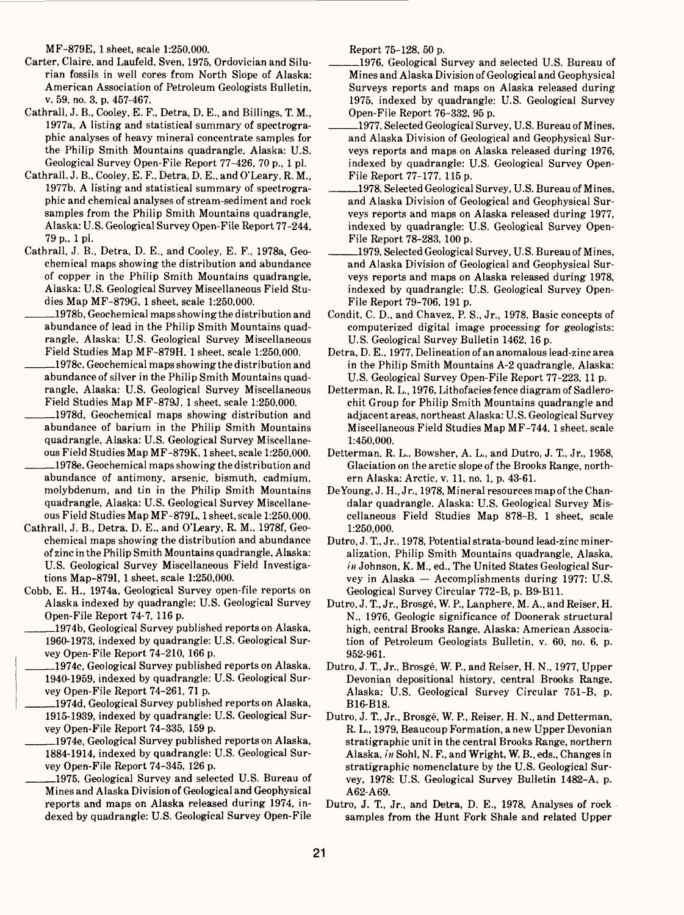MF-879E, 1 sheet, scale 1:250,000.

Carter, Claire, and Laufeld, Sven, 1975, Ordovician and Silurian fossils in well cores from North Slope of Alaska: American Association of Petroleum Geologists Bulletin, v. 59, no. 3, p. 457-467.

Cathrall, J. B., Cooley, E. F., Detra, D. E., and Billings, T. M., 1977a, A listing and statistical summary of spectrographic analyses of heavy mineral concentrate samples for the Philip Smith Mountains quadrangle, Alaska: U.S. Geological Survey Open-File Report 77-426, 70 p., 1 pl.

Cathrall, J. B., Cooley, E. F., Detra, D. E., and O'Leary, R. M., 1977b, A listing and statistical summary of spectrographic and chemical analyses of stream-sediment and rock samples from the Philip Smith Mountains quadrangle, Alaska: U.S. Geological Survey Open-File Report 77-244, 79 p., 1 pl.

Cathrall, J. B., Detra, D. E., and Cooley, E. F., 1978a, Geochemical maps showing the distribution and abundance of copper in the Philip Smith Mountains quadrangle, Alaska: U.S. Geological Survey Miscellaneous Field Studies Map MF-879G, 1 sheet, scale 1:250,000.

______1978b, Geochemical maps showing the distribution and abundance of lead in the Philip Smith Mountains quadrangle, Alaska: U.S. Geological Survey Miscellaneous Field Studies Map MF-879H, 1 sheet, scale 1:250,000.

______1978c, Geochemical maps showing the distribution and abundance of silver in the Philip Smith Mountains quadrangle, Alaska: U.S. Geological Survey Miscellaneous Field Studies Map MF-879J, 1 sheet, scale 1:250,000.

______1978d, Geochemical maps showing distribution and abundance of barium in the Philip Smith Mountains quadrangle, Alaska: U.S. Geological Survey Miscellaneous Field Studies Map MF-879K, 1 sheet, scale 1:250,000.

______1978e, Geochemical maps showing the distribution and abundance of antimony, arsenic, bismuth, cadmium, molybdenum, and tin in the Philip Smith Mountains quadrangle, Alaska: U.S. Geological Survey Miscellaneous Field Studies Map MF-879L, 1 sheet, scale 1:250,000.

Cathrall, J. B., Detra, D. E., and O'Leary, R. M., 1978f, Geochemical maps showing the distribution and abundance of zinc in the Philip Smith Mountains quadrangle, Alaska: U.S. Geological Survey Miscellaneous Field Investigations Map-879I, 1 sheet, scale 1:250,000.

Cobb, E. H., 1974a, Geological Survey open-file reports on Alaska indexed by quadrangle: U.S. Geological Survey Open-File Report 74-7, 116 p.

______1974b, Geological Survey published reports on Alaska, 1960-1973, indexed by quadrangle: U.S. Geological Survey Open-File Report 74-210, 166 p.

______1974c, Geological Survey published reports on Alaska, 1940-1959, indexed by quadrangle: U.S. Geological Survey Open-File Report 74-261, 71 p.

______1974d, Geological Survey published reports on Alaska, 1915-1939, indexed by quadrangle: U.S. Geological Survey Open-File Report 74-335, 159 p.

______1974e, Geological Survey published reports on Alaska, 1884-1914, indexed by quadrangle: U.S. Geological Survey Open-File Report 74-345, 126 p.

______1975, Geological Survey and selected U.S. Bureau of Mines and Alaska Division of Geological and Geophysical reports and maps on Alaska released during 1974, indexed by quadrangle: U.S. Geological Survey Open-File Report 75-128, 50 p.

______1976, Geological Survey and selected U.S. Bureau of Mines and Alaska Division of Geological and Geophysical Surveys reports and maps on Alaska released during 1975, indexed by quadrangle: U.S. Geological Survey Open-File Report 76-332, 95 p.

______1977, Selected Geological Survey, U.S. Bureau of Mines, and Alaska Division of Geological and Geophysical Surveys reports and maps on Alaska released during 1976, indexed by quadrangle: U.S. Geological Survey Open-File Report 77-177, 115 p.

______1978, Selected Geological Survey, U.S. Bureau of Mines, and Alaska Division of Geological and Geophysical Surveys reports and maps on Alaska released during 1977, indexed by quadrangle: U.S. Geological Survey Open-File Report 78-283, 100 p.

______1979, Selected Geological Survey, U.S. Bureau of Mines, and Alaska Division of Geological and Geophysical Surveys reports and maps on Alaska released during 1978, indexed by quadrangle: U.S. Geological Survey Open-File Report 79-706, 191 p.

Condit, C. D., and Chavez, P. S., Jr., 1978, Basic concepts of computerized digital image processing for geologists: U.S. Geological Survey Bulletin 1462, 16 p.

Detra, D. E., 1977, Delineation of an anomalous lead-zinc area in the Philip Smith Mountains A-2 quadrangle, Alaska: U.S. Geological Survey Open-File Report 77-223, 11 p.

Detterman, R. L., 1976, Lithofacies fence diagram of Sadlerochit Group for Philip Smith Mountains quadrangle and adjacent areas, northeast Alaska: U.S. Geological Survey Miscellaneous Field Studies Map MF-744, 1 sheet, scale 1:450,000.

Detterman, R. L., Bowsher, A. L., and Dutro, J. T., Jr., 1958, Glaciation on the arctic slope of the Brooks Range, northern Alaska: Arctic, v. 11, no. 1, p. 43-61.

DeYoung, J. H., Jr., 1978, Mineral resources map of the Chandalar quadrangle, Alaska: U.S. Geological Survey Miscellaneous Field Studies Map 878-B, 1 sheet, scale 1:250,000.

Dutro, J. T., Jr., 1978, Potential strata-bound lead-zinc mineralization, Philip Smith Mountains quadrangle, Alaska, *in* Johnson, K. M., ed., The United States Geological Survey in Alaska — Accomplishments during 1977: U.S. Geological Survey Circular 772-B, p. B9-B11.

Dutro, J. T., Jr., Brosgé, W. P., Lanphere, M. A., and Reiser, H. N., 1976, Geologic significance of Doonerak structural high, central Brooks Range, Alaska: American Association of Petroleum Geologists Bulletin, v. 60, no. 6, p. 952-961.

Dutro, J. T., Jr., Brosgé, W. P., and Reiser, H. N., 1977, Upper Devonian depositional history, central Brooks Range, Alaska: U.S. Geological Survey Circular 751-B, p. B16-B18.

Dutro, J. T., Jr., Brosgé, W. P., Reiser, H. N., and Detterman, R. L., 1979, Beaucoup Formation, a new Upper Devonian stratigraphic unit in the central Brooks Range, northern Alaska, *in* Sohl, N. F., and Wright, W. B., eds., Changes in stratigraphic nomenclature by the U.S. Geological Survey, 1978: U.S. Geological Survey Bulletin 1482-A, p. A62-A69.

Dutro, J. T., Jr., and Detra, D. E., 1978, Analyses of rock samples from the Hunt Fork Shale and related Upper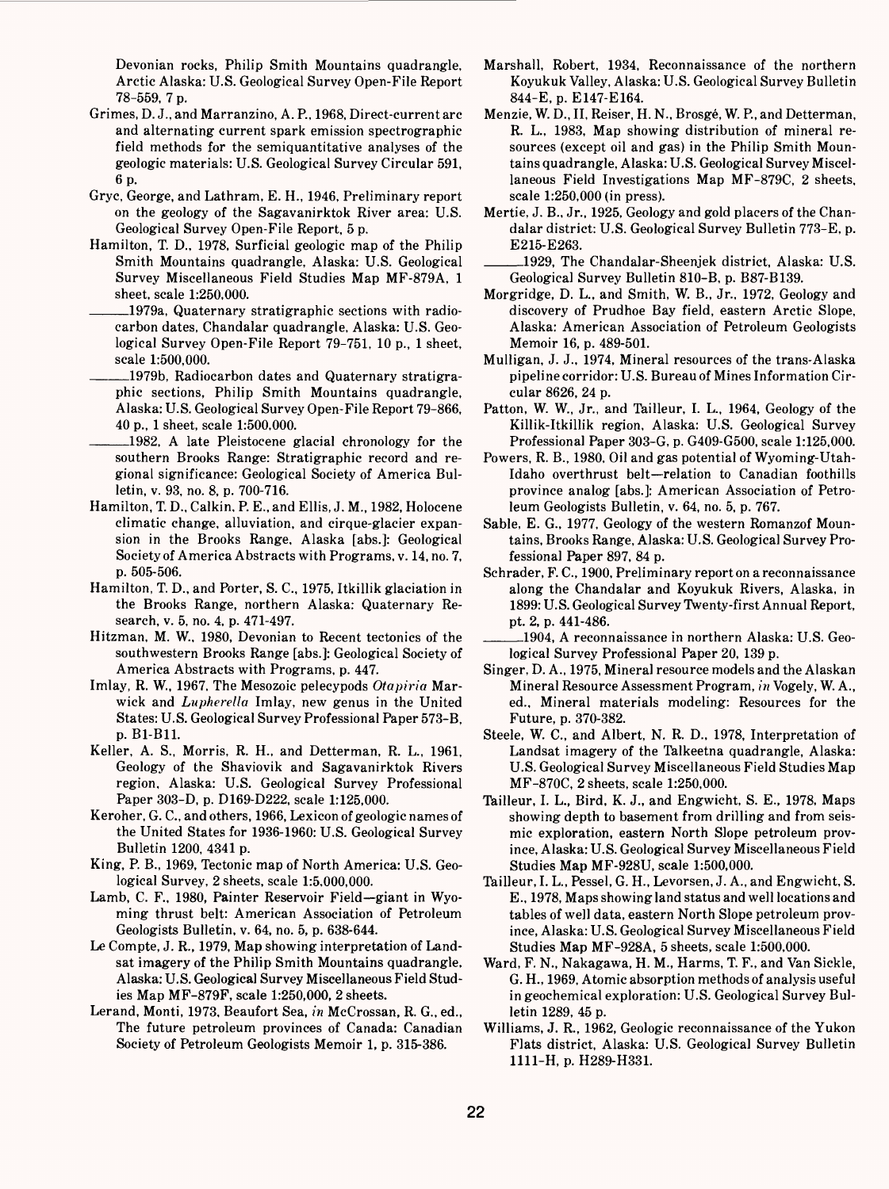Devonian rocks, Philip Smith Mountains quadrangle, Arctic Alaska: U.S. Geological Survey Open-File Report 78-559, 7 p.

Grimes, D. J., and Marranzino, A. P., 1968, Direct-current arc and alternating current spark emission spectrographic field methods for the semiquantitative analyses of the geologic materials: U.S. Geological Survey Circular 591, 6 p.

Gryc, George, and Lathram, E. H., 1946, Preliminary report on the geology of the Sagavanirktok River area: U.S. Geological Survey Open-File Report, 5 p.

Hamilton, T. D., 1978, Surficial geologic map of the Philip Smith Mountains quadrangle, Alaska: U.S. Geological Survey Miscellaneous Field Studies Map MF-879A, 1 sheet, scale 1:250,000.

\_\_\_\_\_1979a, Quaternary stratigraphic sections with radiocarbon dates, Chandalar quadrangle, Alaska: U.S. Geological Survey Open-File Report 79-751, 10 p., 1 sheet, scale 1:500,000.

\_\_\_\_\_1979b, Radiocarbon dates and Quaternary stratigraphic sections, Philip Smith Mountains quadrangle, Alaska: U.S. Geological Survey Open-File Report 79-866, 40 p., 1 sheet, scale 1:500,000.

\_\_\_\_\_1982, A late Pleistocene glacial chronology for the southern Brooks Range: Stratigraphic record and regional significance: Geological Society of America Bulletin, v. 93, no. 8, p. 700-716.

Hamilton, T. D., Calkin, P. E., and Ellis, J. M., 1982, Holocene climatic change, alluviation, and cirque-glacier expansion in the Brooks Range, Alaska [abs.]: Geological Society of America Abstracts with Programs, v. 14, no. 7, p. 505-506.

Hamilton, T. D., and Porter, S. C., 1975, Itkillik glaciation in the Brooks Range, northern Alaska: Quaternary Research, v. 5, no. 4, p. 471-497.

Hitzman, M. W., 1980, Devonian to Recent tectonics of the southwestern Brooks Range [abs.]: Geological Society of America Abstracts with Programs, p. 447.

Imlay, R. W., 1967, The Mesozoic pelecypods *Otapiria* Marwick and *Lupherella* Imlay, new genus in the United States: U.S. Geological Survey Professional Paper 573-B, p. B1-B11.

Keller, A. S., Morris, R. H., and Detterman, R. L., 1961, Geology of the Shaviovik and Sagavanirktok Rivers region, Alaska: U.S. Geological Survey Professional Paper 303-D, p. D169-D222, scale 1:125,000.

Keroher, G. C., and others, 1966, Lexicon of geologic names of the United States for 1936-1960: U.S. Geological Survey Bulletin 1200, 4341 p.

King, P. B., 1969, Tectonic map of North America: U.S. Geological Survey, 2 sheets, scale 1:5,000,000.

Lamb, C. F., 1980, Painter Reservoir Field—giant in Wyoming thrust belt: American Association of Petroleum Geologists Bulletin, v. 64, no. 5, p. 638-644.

Le Compte, J. R., 1979, Map showing interpretation of Landsat imagery of the Philip Smith Mountains quadrangle, Alaska: U.S. Geological Survey Miscellaneous Field Studies Map MF-879F, scale 1:250,000, 2 sheets.

Lerand, Monti, 1973, Beaufort Sea, *in* McCrossan, R. G., ed., The future petroleum provinces of Canada: Canadian Society of Petroleum Geologists Memoir 1, p. 315-386.

Marshall, Robert, 1934, Reconnaissance of the northern Koyukuk Valley, Alaska: U.S. Geological Survey Bulletin 844-E, p. E147-E164.

Menzie, W. D., II, Reiser, H. N., Brosgé, W. P., and Detterman, R. L., 1983, Map showing distribution of mineral resources (except oil and gas) in the Philip Smith Mountains quadrangle, Alaska: U.S. Geological Survey Miscellaneous Field Investigations Map MF-879C, 2 sheets, scale 1:250,000 (in press).

Mertie, J. B., Jr., 1925, Geology and gold placers of the Chandalar district: U.S. Geological Survey Bulletin 773-E, p. E215-E263.

\_\_\_\_\_1929, The Chandalar-Sheenjek district, Alaska: U.S. Geological Survey Bulletin 810-B, p. B87-B139.

Morgridge, D. L., and Smith, W. B., Jr., 1972, Geology and discovery of Prudhoe Bay field, eastern Arctic Slope, Alaska: American Association of Petroleum Geologists Memoir 16, p. 489-501.

Mulligan, J. J., 1974, Mineral resources of the trans-Alaska pipeline corridor: U.S. Bureau of Mines Information Circular 8626, 24 p.

Patton, W. W., Jr., and Tailleur, I. L., 1964, Geology of the Killik-Itkillik region, Alaska: U.S. Geological Survey Professional Paper 303-G, p. G409-G500, scale 1:125,000.

Powers, R. B., 1980, Oil and gas potential of Wyoming-Utah-Idaho overthrust belt—relation to Canadian foothills province analog [abs.]: American Association of Petroleum Geologists Bulletin, v. 64, no. 5, p. 767.

Sable, E. G., 1977, Geology of the western Romanzof Mountains, Brooks Range, Alaska: U.S. Geological Survey Professional Paper 897, 84 p.

Schrader, F. C., 1900, Preliminary report on a reconnaissance along the Chandalar and Koyukuk Rivers, Alaska, in 1899: U.S. Geological Survey Twenty-first Annual Report, pt. 2, p. 441-486.

\_\_\_\_\_1904, A reconnaissance in northern Alaska: U.S. Geological Survey Professional Paper 20, 139 p.

Singer, D. A., 1975, Mineral resource models and the Alaskan Mineral Resource Assessment Program, *in* Vogely, W. A., ed., Mineral materials modeling: Resources for the Future, p. 370-382.

Steele, W. C., and Albert, N. R. D., 1978, Interpretation of Landsat imagery of the Talkeetna quadrangle, Alaska: U.S. Geological Survey Miscellaneous Field Studies Map MF-870C, 2 sheets, scale 1:250,000.

Tailleur, I. L., Bird, K. J., and Engwicht, S. E., 1978, Maps showing depth to basement from drilling and from seismic exploration, eastern North Slope petroleum province, Alaska: U.S. Geological Survey Miscellaneous Field Studies Map MF-928U, scale 1:500,000.

Tailleur, I. L., Pessel, G. H., Levorsen, J. A., and Engwicht, S. E., 1978, Maps showing land status and well locations and tables of well data, eastern North Slope petroleum province, Alaska: U.S. Geological Survey Miscellaneous Field Studies Map MF-928A, 5 sheets, scale 1:500,000.

Ward, F. N., Nakagawa, H. M., Harms, T. F., and Van Sickle, G. H., 1969, Atomic absorption methods of analysis useful in geochemical exploration: U.S. Geological Survey Bulletin 1289, 45 p.

Williams, J. R., 1962, Geologic reconnaissance of the Yukon Flats district, Alaska: U.S. Geological Survey Bulletin 1111-H, p. H289-H331.